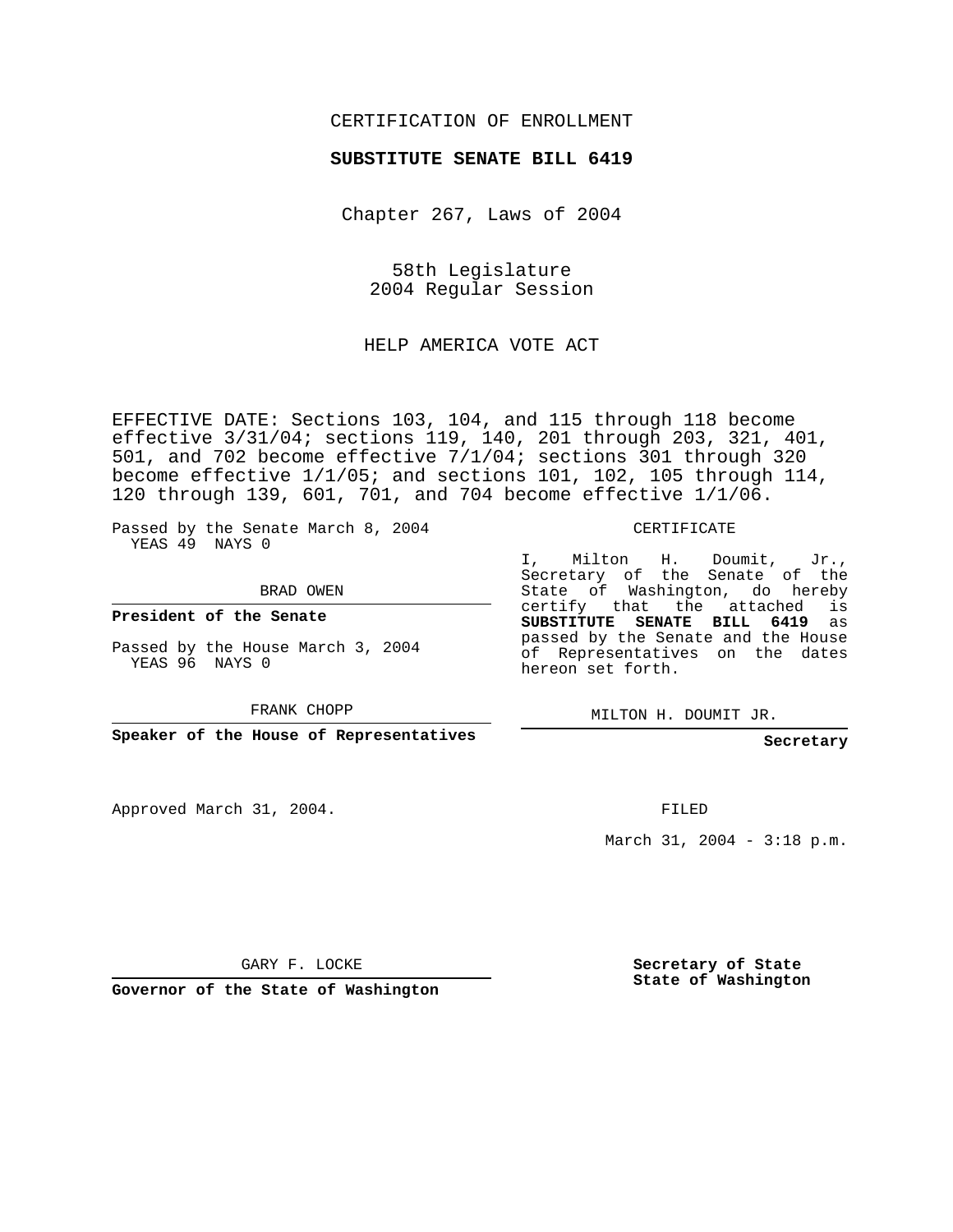CERTIFICATION OF ENROLLMENT

**SUBSTITUTE SENATE BILL 6419**

Chapter 267, Laws of 2004

58th Legislature
2004 Regular Session

HELP AMERICA VOTE ACT

EFFECTIVE DATE: Sections 103, 104, and 115 through 118 become effective 3/31/04; sections 119, 140, 201 through 203, 321, 401, 501, and 702 become effective 7/1/04; sections 301 through 320 become effective 1/1/05; and sections 101, 102, 105 through 114, 120 through 139, 601, 701, and 704 become effective 1/1/06.

Passed by the Senate March 8, 2004
YEAS 49 NAYS 0

BRAD OWEN

**President of the Senate**

Passed by the House March 3, 2004
YEAS 96 NAYS 0

FRANK CHOPP

**Speaker of the House of Representatives**

CERTIFICATE

I, Milton H. Doumit, Jr., Secretary of the Senate of the State of Washington, do hereby certify that the attached is **SUBSTITUTE SENATE BILL 6419** as passed by the Senate and the House of Representatives on the dates hereon set forth.

MILTON H. DOUMIT JR.

**Secretary**

Approved March 31, 2004.

FILED

March 31, 2004 - 3:18 p.m.

GARY F. LOCKE

**Governor of the State of Washington**

**Secretary of State**
**State of Washington**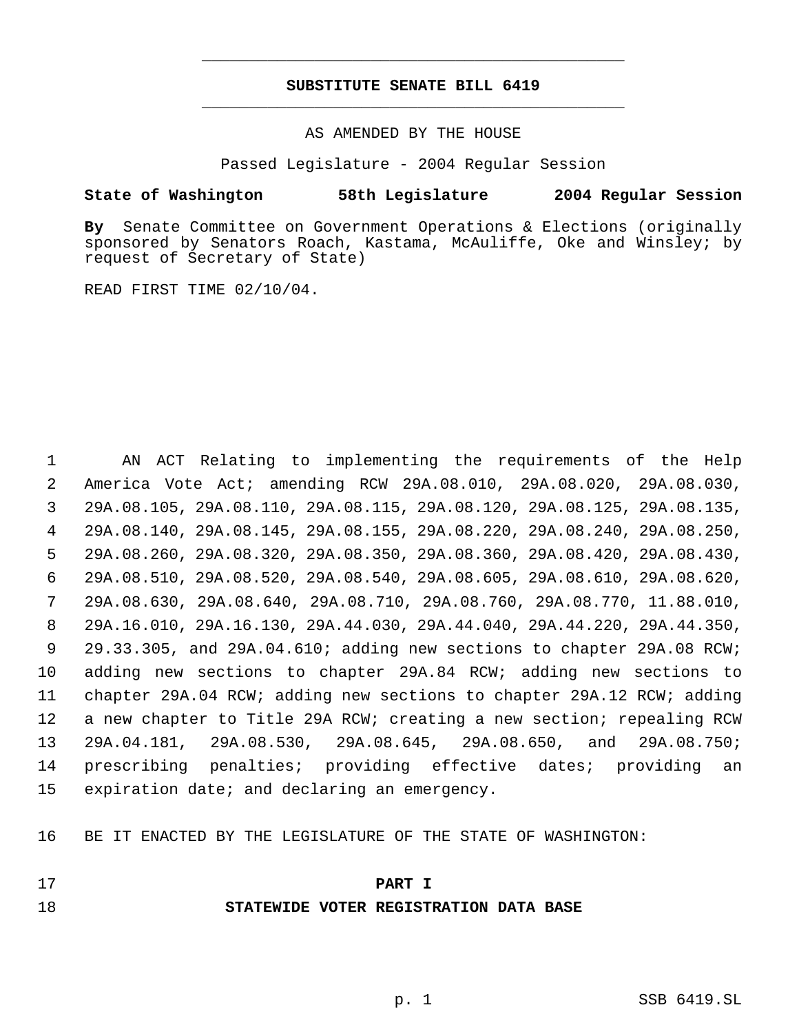# SUBSTITUTE SENATE BILL 6419

AS AMENDED BY THE HOUSE

Passed Legislature - 2004 Regular Session

**State of Washington 58th Legislature 2004 Regular Session**

**By** Senate Committee on Government Operations & Elections (originally sponsored by Senators Roach, Kastama, McAuliffe, Oke and Winsley; by request of Secretary of State)

READ FIRST TIME 02/10/04.

AN ACT Relating to implementing the requirements of the Help America Vote Act; amending RCW 29A.08.010, 29A.08.020, 29A.08.030, 29A.08.105, 29A.08.110, 29A.08.115, 29A.08.120, 29A.08.125, 29A.08.135, 29A.08.140, 29A.08.145, 29A.08.155, 29A.08.220, 29A.08.240, 29A.08.250, 29A.08.260, 29A.08.320, 29A.08.350, 29A.08.360, 29A.08.420, 29A.08.430, 29A.08.510, 29A.08.520, 29A.08.540, 29A.08.605, 29A.08.610, 29A.08.620, 29A.08.630, 29A.08.640, 29A.08.710, 29A.08.760, 29A.08.770, 11.88.010, 29A.16.010, 29A.16.130, 29A.44.030, 29A.44.040, 29A.44.220, 29A.44.350, 29.33.305, and 29A.04.610; adding new sections to chapter 29A.08 RCW; adding new sections to chapter 29A.84 RCW; adding new sections to chapter 29A.04 RCW; adding new sections to chapter 29A.12 RCW; adding a new chapter to Title 29A RCW; creating a new section; repealing RCW 29A.04.181, 29A.08.530, 29A.08.645, 29A.08.650, and 29A.08.750; prescribing penalties; providing effective dates; providing an expiration date; and declaring an emergency.

BE IT ENACTED BY THE LEGISLATURE OF THE STATE OF WASHINGTON:

## PART I
## STATEWIDE VOTER REGISTRATION DATA BASE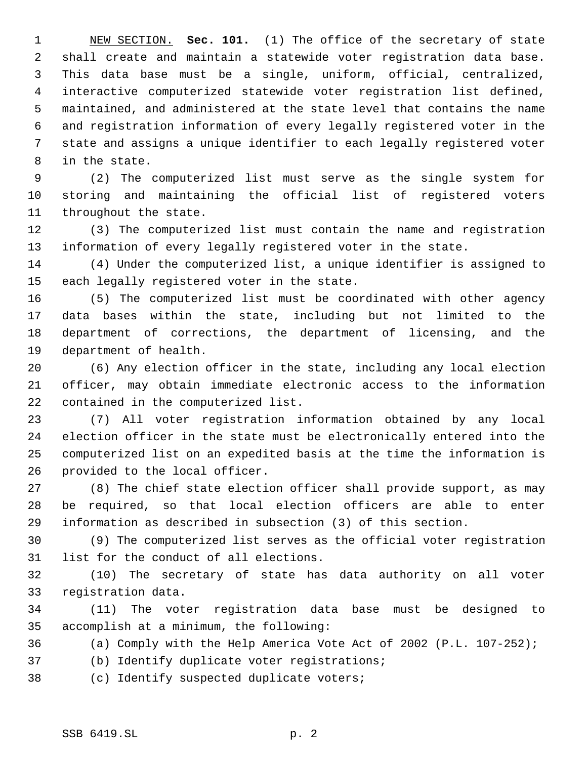NEW SECTION. **Sec. 101.** (1) The office of the secretary of state shall create and maintain a statewide voter registration data base. This data base must be a single, uniform, official, centralized, interactive computerized statewide voter registration list defined, maintained, and administered at the state level that contains the name and registration information of every legally registered voter in the state and assigns a unique identifier to each legally registered voter in the state.

(2) The computerized list must serve as the single system for storing and maintaining the official list of registered voters throughout the state.

(3) The computerized list must contain the name and registration information of every legally registered voter in the state.

(4) Under the computerized list, a unique identifier is assigned to each legally registered voter in the state.

(5) The computerized list must be coordinated with other agency data bases within the state, including but not limited to the department of corrections, the department of licensing, and the department of health.

(6) Any election officer in the state, including any local election officer, may obtain immediate electronic access to the information contained in the computerized list.

(7) All voter registration information obtained by any local election officer in the state must be electronically entered into the computerized list on an expedited basis at the time the information is provided to the local officer.

(8) The chief state election officer shall provide support, as may be required, so that local election officers are able to enter information as described in subsection (3) of this section.

(9) The computerized list serves as the official voter registration list for the conduct of all elections.

(10) The secretary of state has data authority on all voter registration data.

(11) The voter registration data base must be designed to accomplish at a minimum, the following:

(a) Comply with the Help America Vote Act of 2002 (P.L. 107-252);

(b) Identify duplicate voter registrations;

(c) Identify suspected duplicate voters;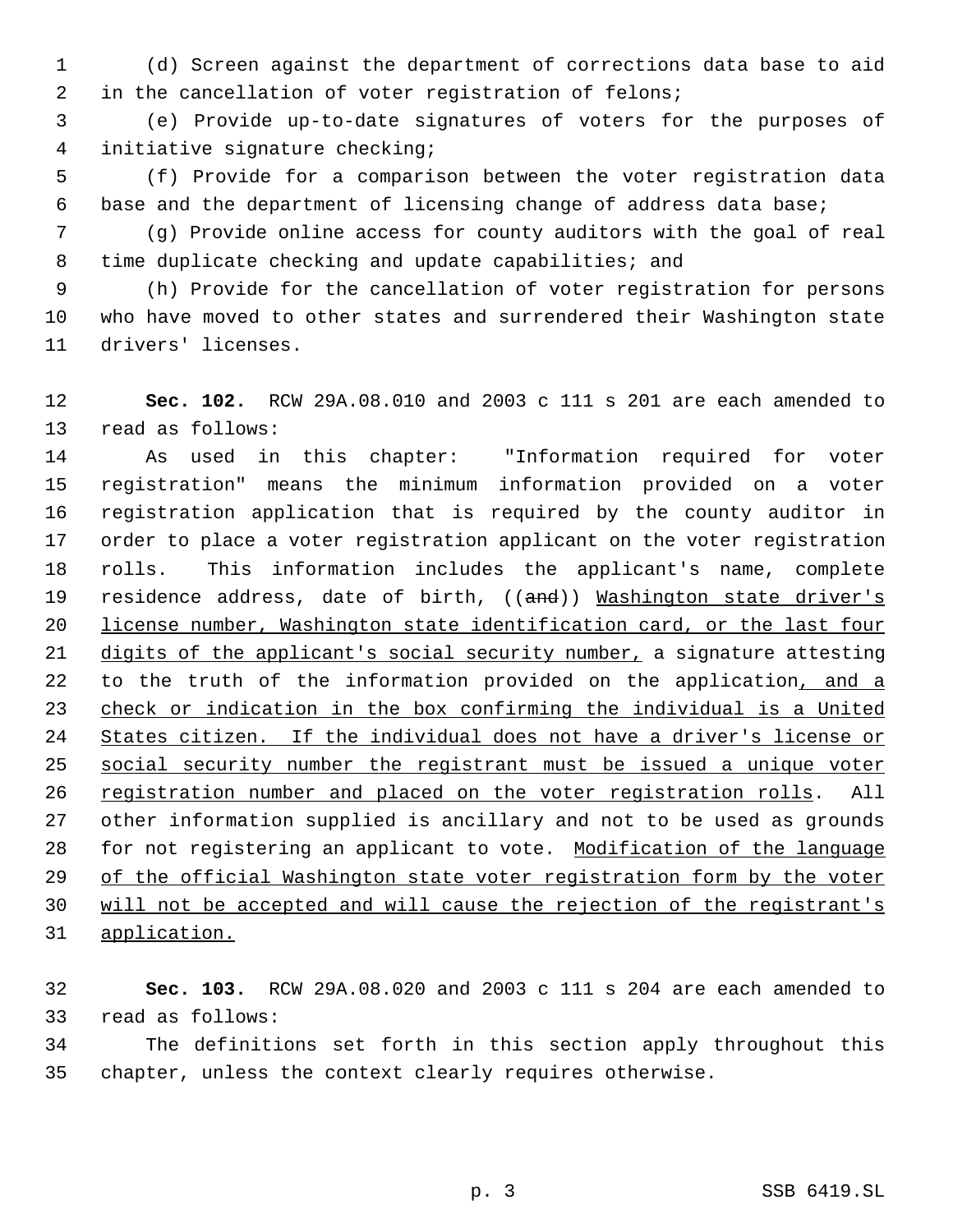(d) Screen against the department of corrections data base to aid in the cancellation of voter registration of felons;

(e) Provide up-to-date signatures of voters for the purposes of initiative signature checking;

(f) Provide for a comparison between the voter registration data base and the department of licensing change of address data base;

(g) Provide online access for county auditors with the goal of real time duplicate checking and update capabilities; and

(h) Provide for the cancellation of voter registration for persons who have moved to other states and surrendered their Washington state drivers' licenses.

**Sec. 102.** RCW 29A.08.010 and 2003 c 111 s 201 are each amended to read as follows:

As used in this chapter: "Information required for voter registration" means the minimum information provided on a voter registration application that is required by the county auditor in order to place a voter registration applicant on the voter registration rolls. This information includes the applicant's name, complete residence address, date of birth, ((~~and~~)) Washington state driver's license number, Washington state identification card, or the last four digits of the applicant's social security number, a signature attesting to the truth of the information provided on the application, and a check or indication in the box confirming the individual is a United States citizen. If the individual does not have a driver's license or social security number the registrant must be issued a unique voter registration number and placed on the voter registration rolls. All other information supplied is ancillary and not to be used as grounds for not registering an applicant to vote. Modification of the language of the official Washington state voter registration form by the voter will not be accepted and will cause the rejection of the registrant's application.

**Sec. 103.** RCW 29A.08.020 and 2003 c 111 s 204 are each amended to read as follows:

The definitions set forth in this section apply throughout this chapter, unless the context clearly requires otherwise.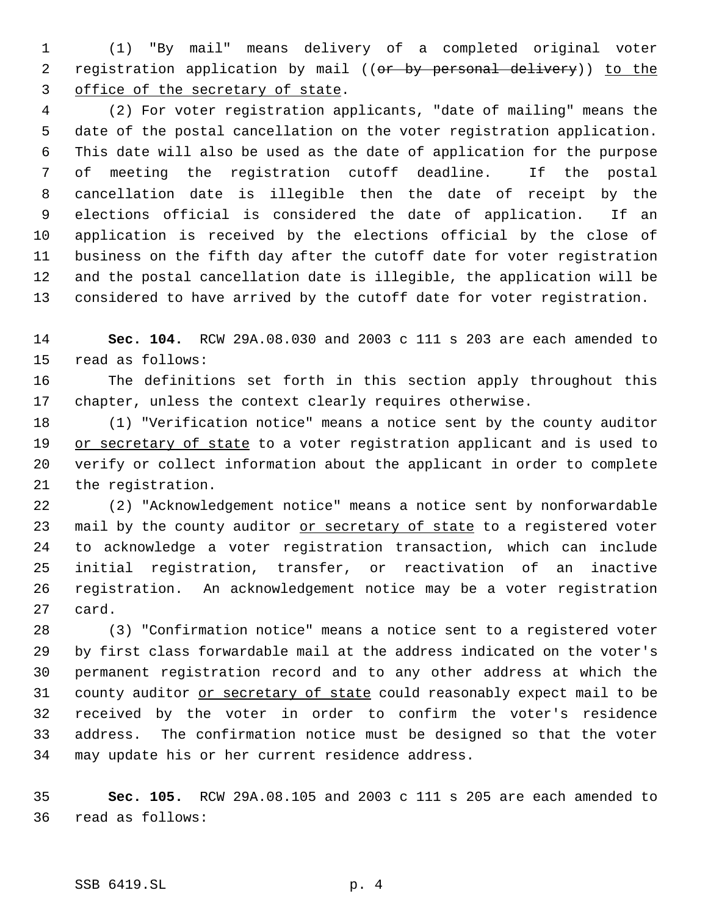(1) "By mail" means delivery of a completed original voter registration application by mail ((~~or by personal delivery~~)) <u>to the office of the secretary of state</u>.

(2) For voter registration applicants, "date of mailing" means the date of the postal cancellation on the voter registration application. This date will also be used as the date of application for the purpose of meeting the registration cutoff deadline. If the postal cancellation date is illegible then the date of receipt by the elections official is considered the date of application. If an application is received by the elections official by the close of business on the fifth day after the cutoff date for voter registration and the postal cancellation date is illegible, the application will be considered to have arrived by the cutoff date for voter registration.

**Sec. 104.** RCW 29A.08.030 and 2003 c 111 s 203 are each amended to read as follows:

The definitions set forth in this section apply throughout this chapter, unless the context clearly requires otherwise.

(1) "Verification notice" means a notice sent by the county auditor <u>or secretary of state</u> to a voter registration applicant and is used to verify or collect information about the applicant in order to complete the registration.

(2) "Acknowledgement notice" means a notice sent by nonforwardable mail by the county auditor <u>or secretary of state</u> to a registered voter to acknowledge a voter registration transaction, which can include initial registration, transfer, or reactivation of an inactive registration. An acknowledgement notice may be a voter registration card.

(3) "Confirmation notice" means a notice sent to a registered voter by first class forwardable mail at the address indicated on the voter's permanent registration record and to any other address at which the county auditor <u>or secretary of state</u> could reasonably expect mail to be received by the voter in order to confirm the voter's residence address. The confirmation notice must be designed so that the voter may update his or her current residence address.

**Sec. 105.** RCW 29A.08.105 and 2003 c 111 s 205 are each amended to read as follows: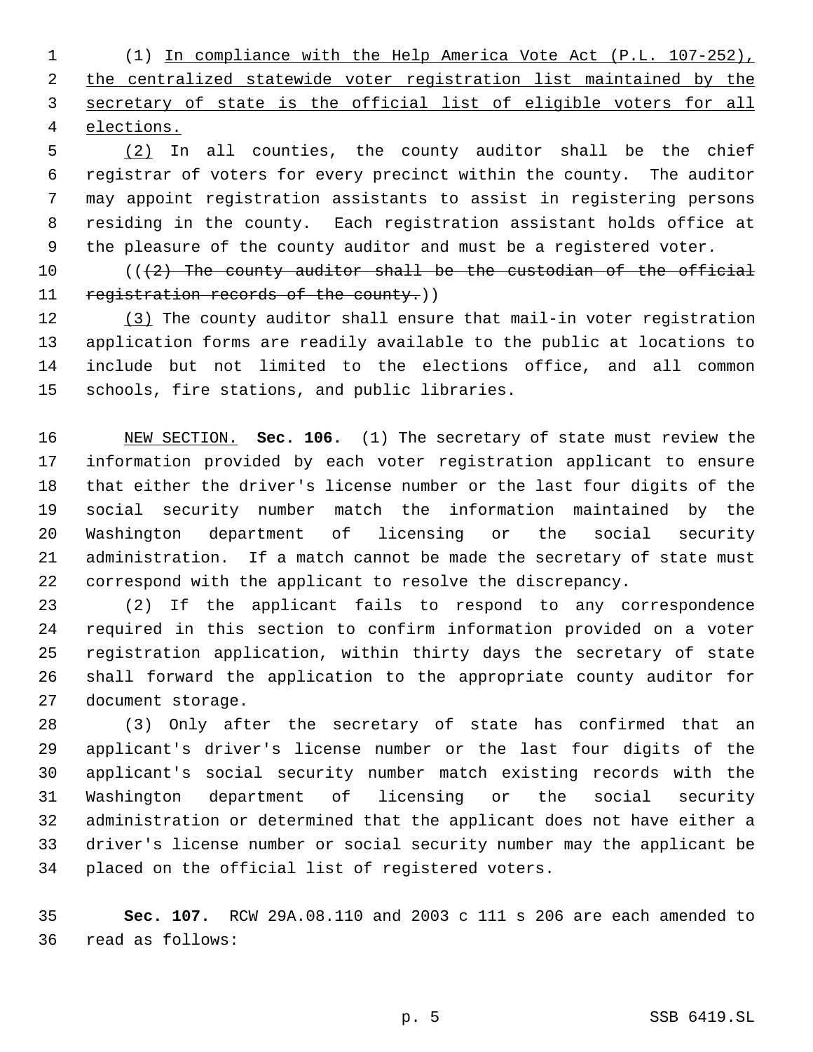(1) In compliance with the Help America Vote Act (P.L. 107-252), the centralized statewide voter registration list maintained by the secretary of state is the official list of eligible voters for all elections.

(2) In all counties, the county auditor shall be the chief registrar of voters for every precinct within the county. The auditor may appoint registration assistants to assist in registering persons residing in the county. Each registration assistant holds office at the pleasure of the county auditor and must be a registered voter.

((~~(2) The county auditor shall be the custodian of the official registration records of the county.~~))

(3) The county auditor shall ensure that mail-in voter registration application forms are readily available to the public at locations to include but not limited to the elections office, and all common schools, fire stations, and public libraries.

NEW SECTION. **Sec. 106.** (1) The secretary of state must review the information provided by each voter registration applicant to ensure that either the driver's license number or the last four digits of the social security number match the information maintained by the Washington department of licensing or the social security administration. If a match cannot be made the secretary of state must correspond with the applicant to resolve the discrepancy.

(2) If the applicant fails to respond to any correspondence required in this section to confirm information provided on a voter registration application, within thirty days the secretary of state shall forward the application to the appropriate county auditor for document storage.

(3) Only after the secretary of state has confirmed that an applicant's driver's license number or the last four digits of the applicant's social security number match existing records with the Washington department of licensing or the social security administration or determined that the applicant does not have either a driver's license number or social security number may the applicant be placed on the official list of registered voters.

**Sec. 107.** RCW 29A.08.110 and 2003 c 111 s 206 are each amended to read as follows: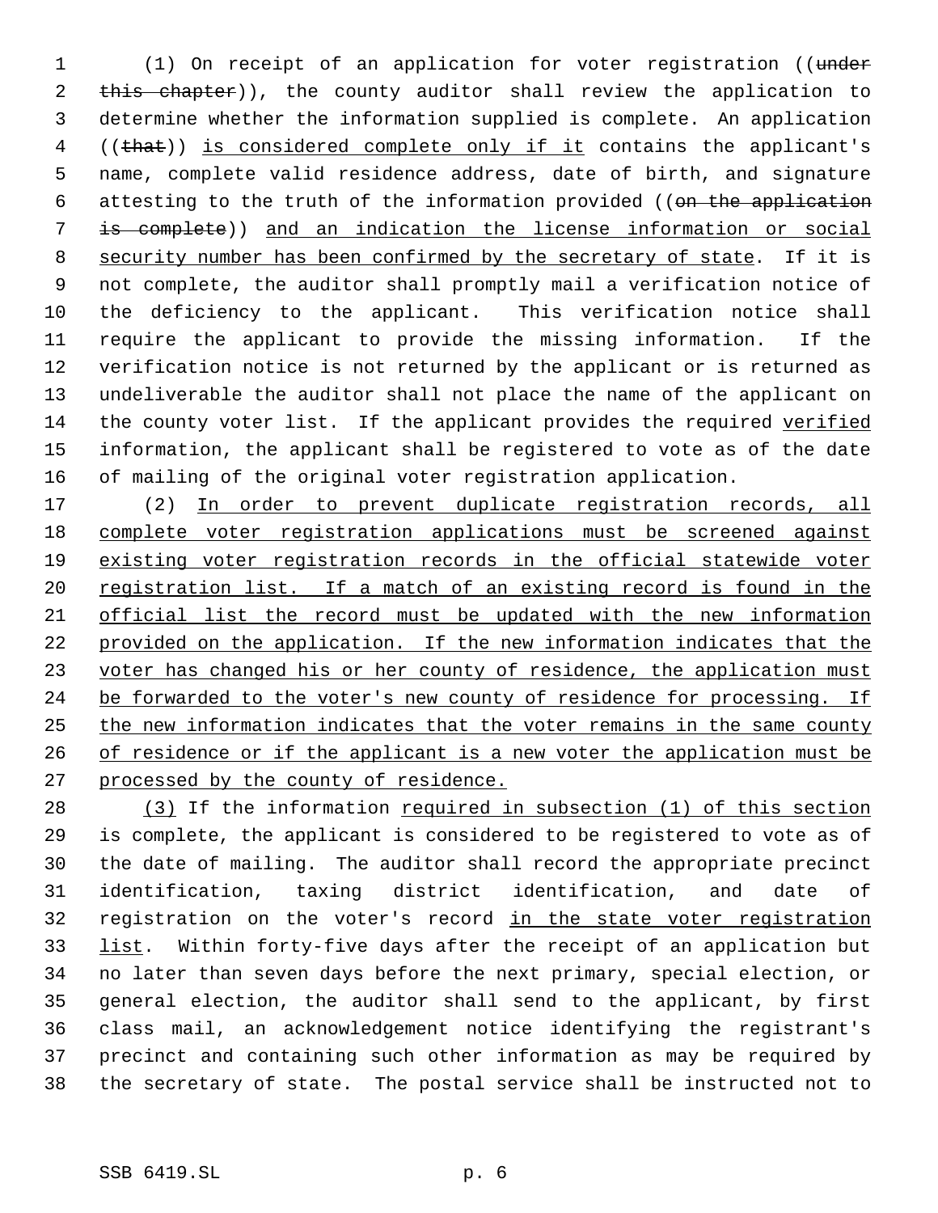(1) On receipt of an application for voter registration ((~~under this chapter~~)), the county auditor shall review the application to determine whether the information supplied is complete. An application ((~~that~~)) <u>is considered complete only if it</u> contains the applicant's name, complete valid residence address, date of birth, and signature attesting to the truth of the information provided ((~~on the application is complete~~)) <u>and an indication the license information or social security number has been confirmed by the secretary of state</u>. If it is not complete, the auditor shall promptly mail a verification notice of the deficiency to the applicant. This verification notice shall require the applicant to provide the missing information. If the verification notice is not returned by the applicant or is returned as undeliverable the auditor shall not place the name of the applicant on the county voter list. If the applicant provides the required <u>verified</u> information, the applicant shall be registered to vote as of the date of mailing of the original voter registration application.

(2) <u>In order to prevent duplicate registration records, all complete voter registration applications must be screened against existing voter registration records in the official statewide voter registration list. If a match of an existing record is found in the official list the record must be updated with the new information provided on the application. If the new information indicates that the voter has changed his or her county of residence, the application must be forwarded to the voter's new county of residence for processing. If the new information indicates that the voter remains in the same county of residence or if the applicant is a new voter the application must be processed by the county of residence.</u>

<u>(3)</u> If the information <u>required in subsection (1) of this section</u> is complete, the applicant is considered to be registered to vote as of the date of mailing. The auditor shall record the appropriate precinct identification, taxing district identification, and date of registration on the voter's record <u>in the state voter registration list</u>. Within forty-five days after the receipt of an application but no later than seven days before the next primary, special election, or general election, the auditor shall send to the applicant, by first class mail, an acknowledgement notice identifying the registrant's precinct and containing such other information as may be required by the secretary of state. The postal service shall be instructed not to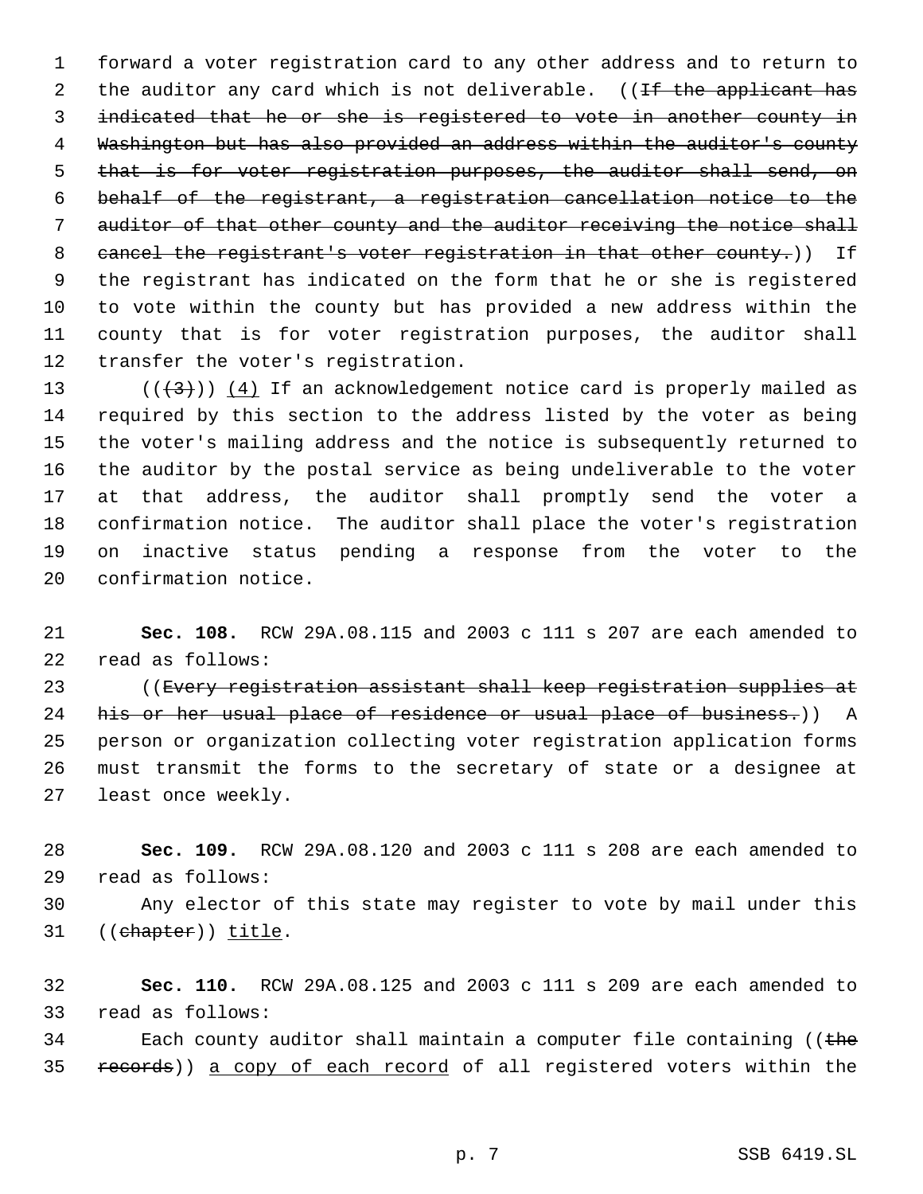forward a voter registration card to any other address and to return to the auditor any card which is not deliverable. ((~~If the applicant has indicated that he or she is registered to vote in another county in Washington but has also provided an address within the auditor's county that is for voter registration purposes, the auditor shall send, on behalf of the registrant, a registration cancellation notice to the auditor of that other county and the auditor receiving the notice shall cancel the registrant's voter registration in that other county.~~)) If the registrant has indicated on the form that he or she is registered to vote within the county but has provided a new address within the county that is for voter registration purposes, the auditor shall transfer the voter's registration.

((~~(3)~~)) <u>(4)</u> If an acknowledgement notice card is properly mailed as required by this section to the address listed by the voter as being the voter's mailing address and the notice is subsequently returned to the auditor by the postal service as being undeliverable to the voter at that address, the auditor shall promptly send the voter a confirmation notice. The auditor shall place the voter's registration on inactive status pending a response from the voter to the confirmation notice.

**Sec. 108.** RCW 29A.08.115 and 2003 c 111 s 207 are each amended to read as follows:

((~~Every registration assistant shall keep registration supplies at his or her usual place of residence or usual place of business.~~)) A person or organization collecting voter registration application forms must transmit the forms to the secretary of state or a designee at least once weekly.

**Sec. 109.** RCW 29A.08.120 and 2003 c 111 s 208 are each amended to read as follows:

Any elector of this state may register to vote by mail under this ((~~chapter~~)) <u>title</u>.

**Sec. 110.** RCW 29A.08.125 and 2003 c 111 s 209 are each amended to read as follows:

Each county auditor shall maintain a computer file containing ((~~the records~~)) <u>a copy of each record</u> of all registered voters within the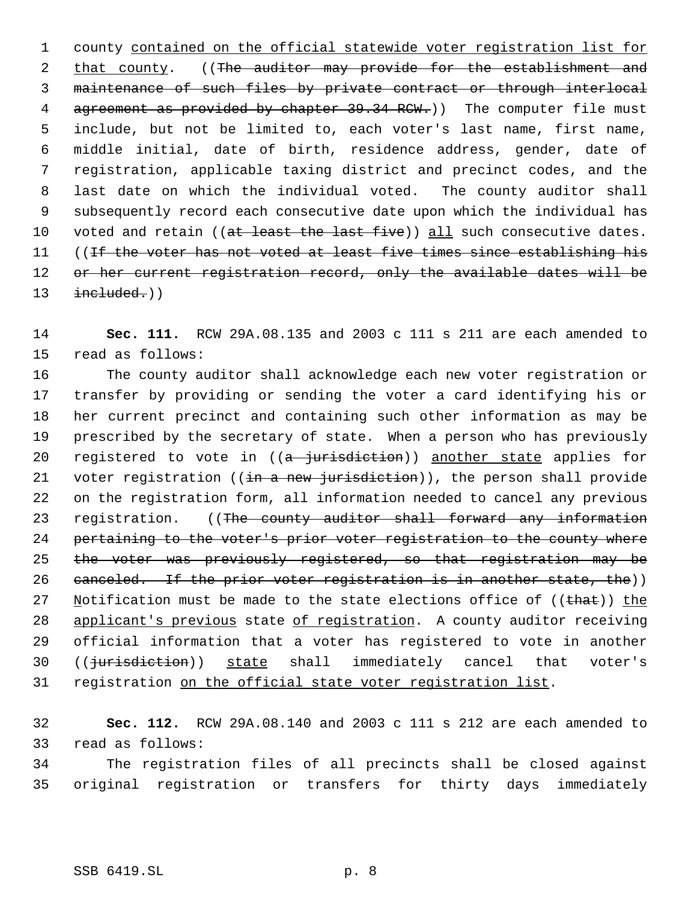county contained on the official statewide voter registration list for that county. ((~~The auditor may provide for the establishment and maintenance of such files by private contract or through interlocal agreement as provided by chapter 39.34 RCW.~~)) The computer file must include, but not be limited to, each voter's last name, first name, middle initial, date of birth, residence address, gender, date of registration, applicable taxing district and precinct codes, and the last date on which the individual voted. The county auditor shall subsequently record each consecutive date upon which the individual has voted and retain ((~~at least the last five~~)) all such consecutive dates. ((~~If the voter has not voted at least five times since establishing his or her current registration record, only the available dates will be included.~~))

**Sec. 111.** RCW 29A.08.135 and 2003 c 111 s 211 are each amended to read as follows:

The county auditor shall acknowledge each new voter registration or transfer by providing or sending the voter a card identifying his or her current precinct and containing such other information as may be prescribed by the secretary of state. When a person who has previously registered to vote in ((~~a jurisdiction~~)) another state applies for voter registration ((~~in a new jurisdiction~~)), the person shall provide on the registration form, all information needed to cancel any previous registration. ((~~The county auditor shall forward any information pertaining to the voter's prior voter registration to the county where the voter was previously registered, so that registration may be canceled. If the prior voter registration is in another state, the~~)) Notification must be made to the state elections office of ((~~that~~)) the applicant's previous state of registration. A county auditor receiving official information that a voter has registered to vote in another ((~~jurisdiction~~)) state shall immediately cancel that voter's registration on the official state voter registration list.

**Sec. 112.** RCW 29A.08.140 and 2003 c 111 s 212 are each amended to read as follows:

The registration files of all precincts shall be closed against original registration or transfers for thirty days immediately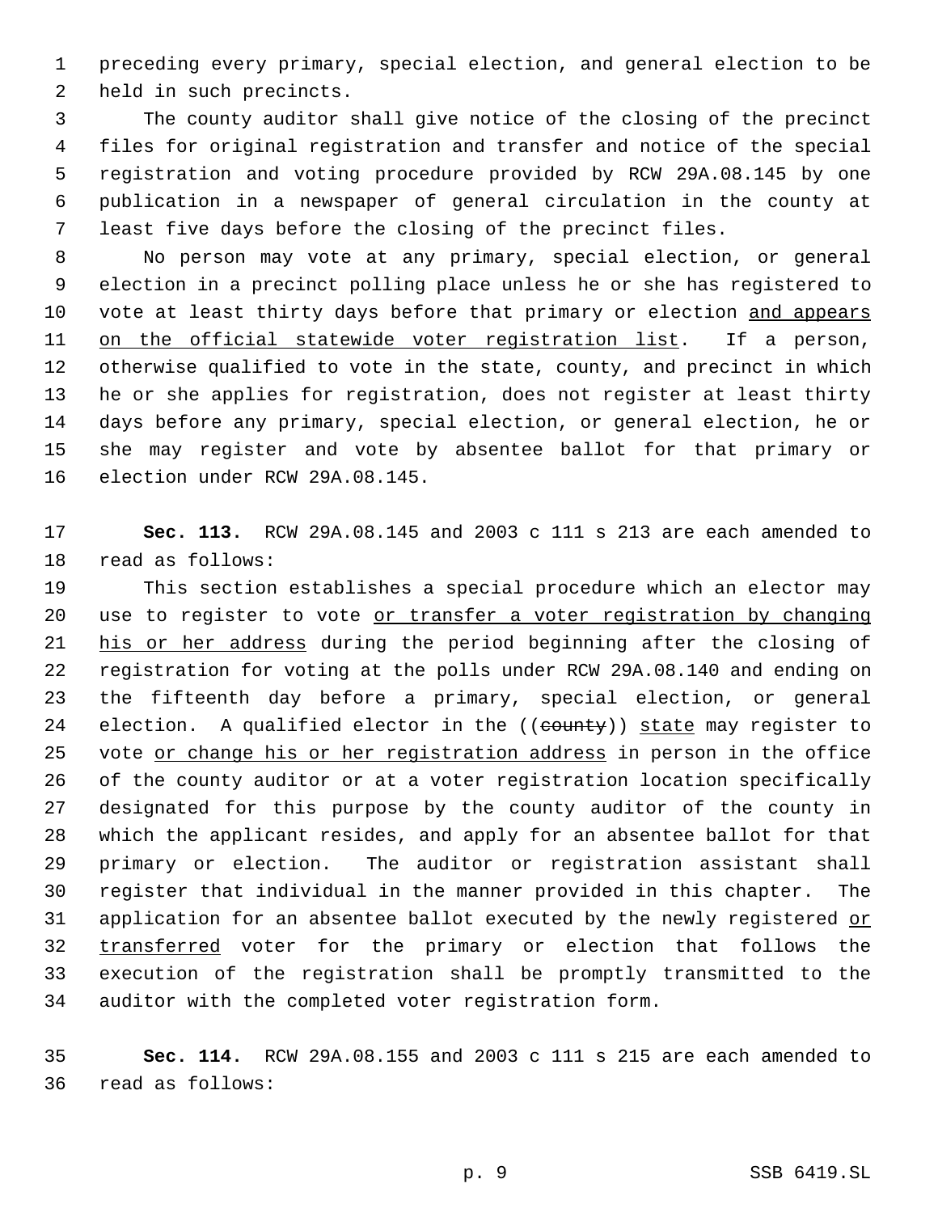preceding every primary, special election, and general election to be held in such precincts.

The county auditor shall give notice of the closing of the precinct files for original registration and transfer and notice of the special registration and voting procedure provided by RCW 29A.08.145 by one publication in a newspaper of general circulation in the county at least five days before the closing of the precinct files.

No person may vote at any primary, special election, or general election in a precinct polling place unless he or she has registered to vote at least thirty days before that primary or election <u>and appears on the official statewide voter registration list</u>. If a person, otherwise qualified to vote in the state, county, and precinct in which he or she applies for registration, does not register at least thirty days before any primary, special election, or general election, he or she may register and vote by absentee ballot for that primary or election under RCW 29A.08.145.

**Sec. 113.** RCW 29A.08.145 and 2003 c 111 s 213 are each amended to read as follows:

This section establishes a special procedure which an elector may use to register to vote <u>or transfer a voter registration by changing his or her address</u> during the period beginning after the closing of registration for voting at the polls under RCW 29A.08.140 and ending on the fifteenth day before a primary, special election, or general election. A qualified elector in the ((~~county~~)) <u>state</u> may register to vote <u>or change his or her registration address</u> in person in the office of the county auditor or at a voter registration location specifically designated for this purpose by the county auditor of the county in which the applicant resides, and apply for an absentee ballot for that primary or election. The auditor or registration assistant shall register that individual in the manner provided in this chapter. The application for an absentee ballot executed by the newly registered <u>or transferred</u> voter for the primary or election that follows the execution of the registration shall be promptly transmitted to the auditor with the completed voter registration form.

**Sec. 114.** RCW 29A.08.155 and 2003 c 111 s 215 are each amended to read as follows: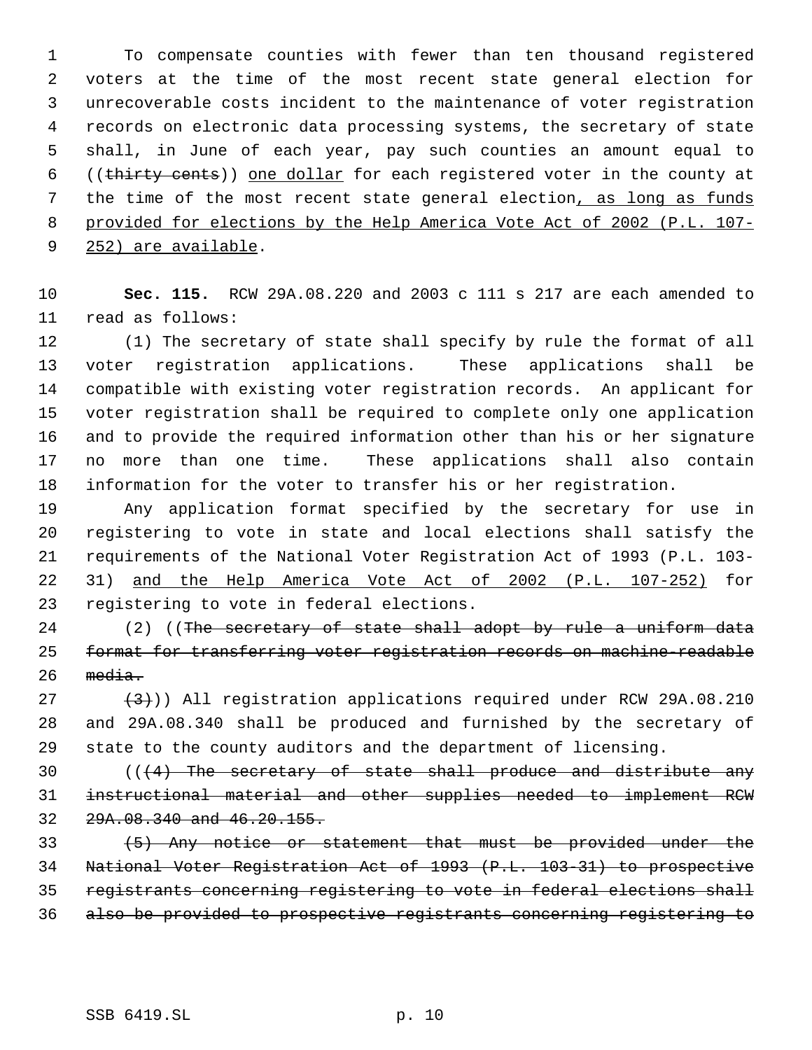To compensate counties with fewer than ten thousand registered voters at the time of the most recent state general election for unrecoverable costs incident to the maintenance of voter registration records on electronic data processing systems, the secretary of state shall, in June of each year, pay such counties an amount equal to ((~~thirty cents~~)) one dollar for each registered voter in the county at the time of the most recent state general election, as long as funds provided for elections by the Help America Vote Act of 2002 (P.L. 107-252) are available.

**Sec. 115.** RCW 29A.08.220 and 2003 c 111 s 217 are each amended to read as follows:

(1) The secretary of state shall specify by rule the format of all voter registration applications. These applications shall be compatible with existing voter registration records. An applicant for voter registration shall be required to complete only one application and to provide the required information other than his or her signature no more than one time. These applications shall also contain information for the voter to transfer his or her registration.

Any application format specified by the secretary for use in registering to vote in state and local elections shall satisfy the requirements of the National Voter Registration Act of 1993 (P.L. 103-31) and the Help America Vote Act of 2002 (P.L. 107-252) for registering to vote in federal elections.

(2) ((~~The secretary of state shall adopt by rule a uniform data format for transferring voter registration records on machine-readable media.~~

~~(3)~~)) All registration applications required under RCW 29A.08.210 and 29A.08.340 shall be produced and furnished by the secretary of state to the county auditors and the department of licensing.

((~~(4) The secretary of state shall produce and distribute any instructional material and other supplies needed to implement RCW 29A.08.340 and 46.20.155.~~

~~(5) Any notice or statement that must be provided under the National Voter Registration Act of 1993 (P.L. 103-31) to prospective registrants concerning registering to vote in federal elections shall also be provided to prospective registrants concerning registering to~~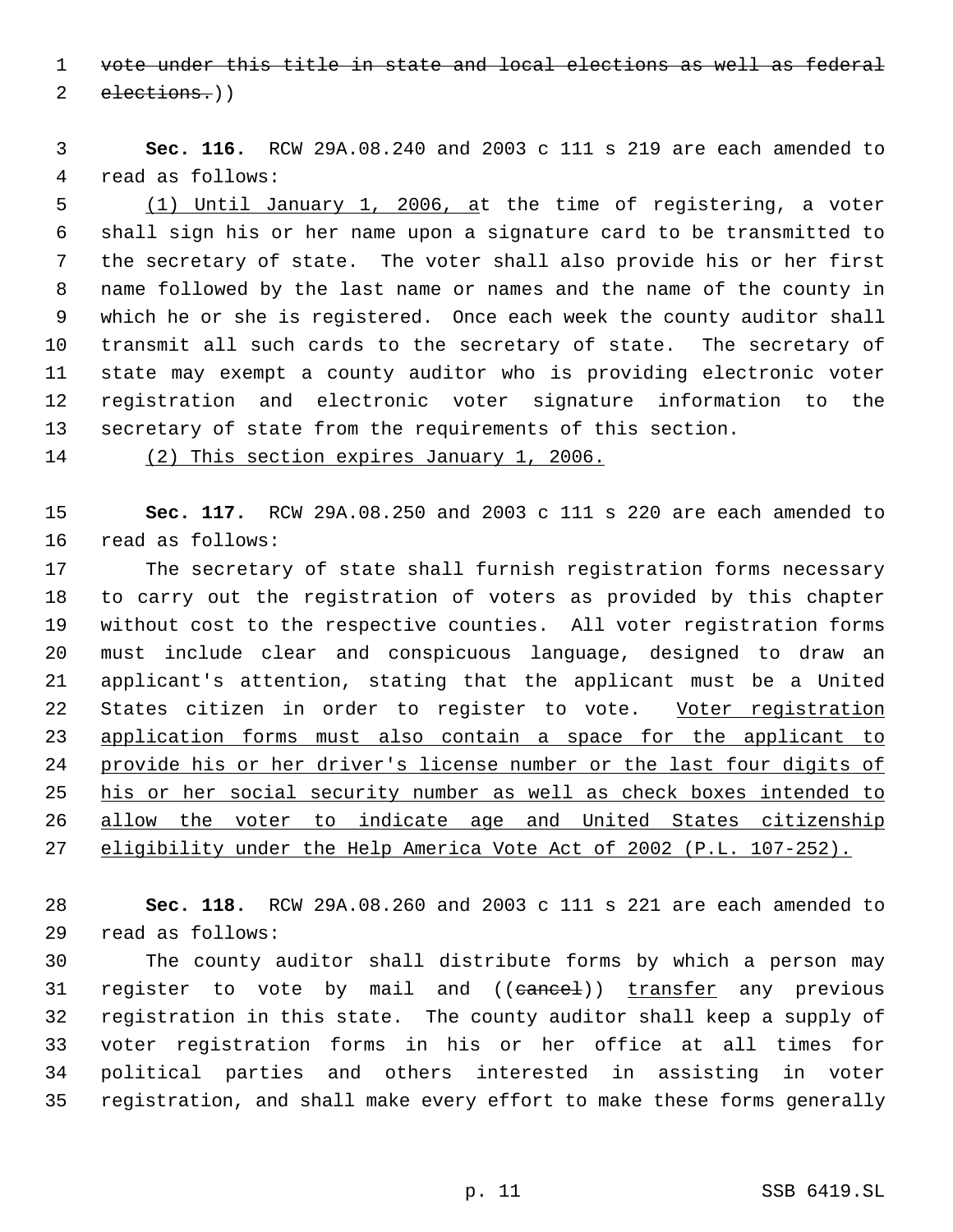~~vote under this title in state and local elections as well as federal elections.~~))

**Sec. 116.** RCW 29A.08.240 and 2003 c 111 s 219 are each amended to read as follows:

<u>(1) Until January 1, 2006, a</u>t the time of registering, a voter shall sign his or her name upon a signature card to be transmitted to the secretary of state. The voter shall also provide his or her first name followed by the last name or names and the name of the county in which he or she is registered. Once each week the county auditor shall transmit all such cards to the secretary of state. The secretary of state may exempt a county auditor who is providing electronic voter registration and electronic voter signature information to the secretary of state from the requirements of this section.

<u>(2) This section expires January 1, 2006.</u>

**Sec. 117.** RCW 29A.08.250 and 2003 c 111 s 220 are each amended to read as follows:

The secretary of state shall furnish registration forms necessary to carry out the registration of voters as provided by this chapter without cost to the respective counties. All voter registration forms must include clear and conspicuous language, designed to draw an applicant's attention, stating that the applicant must be a United States citizen in order to register to vote. <u>Voter registration application forms must also contain a space for the applicant to provide his or her driver's license number or the last four digits of his or her social security number as well as check boxes intended to allow the voter to indicate age and United States citizenship eligibility under the Help America Vote Act of 2002 (P.L. 107-252).</u>

**Sec. 118.** RCW 29A.08.260 and 2003 c 111 s 221 are each amended to read as follows:

The county auditor shall distribute forms by which a person may register to vote by mail and ((~~cancel~~)) <u>transfer</u> any previous registration in this state. The county auditor shall keep a supply of voter registration forms in his or her office at all times for political parties and others interested in assisting in voter registration, and shall make every effort to make these forms generally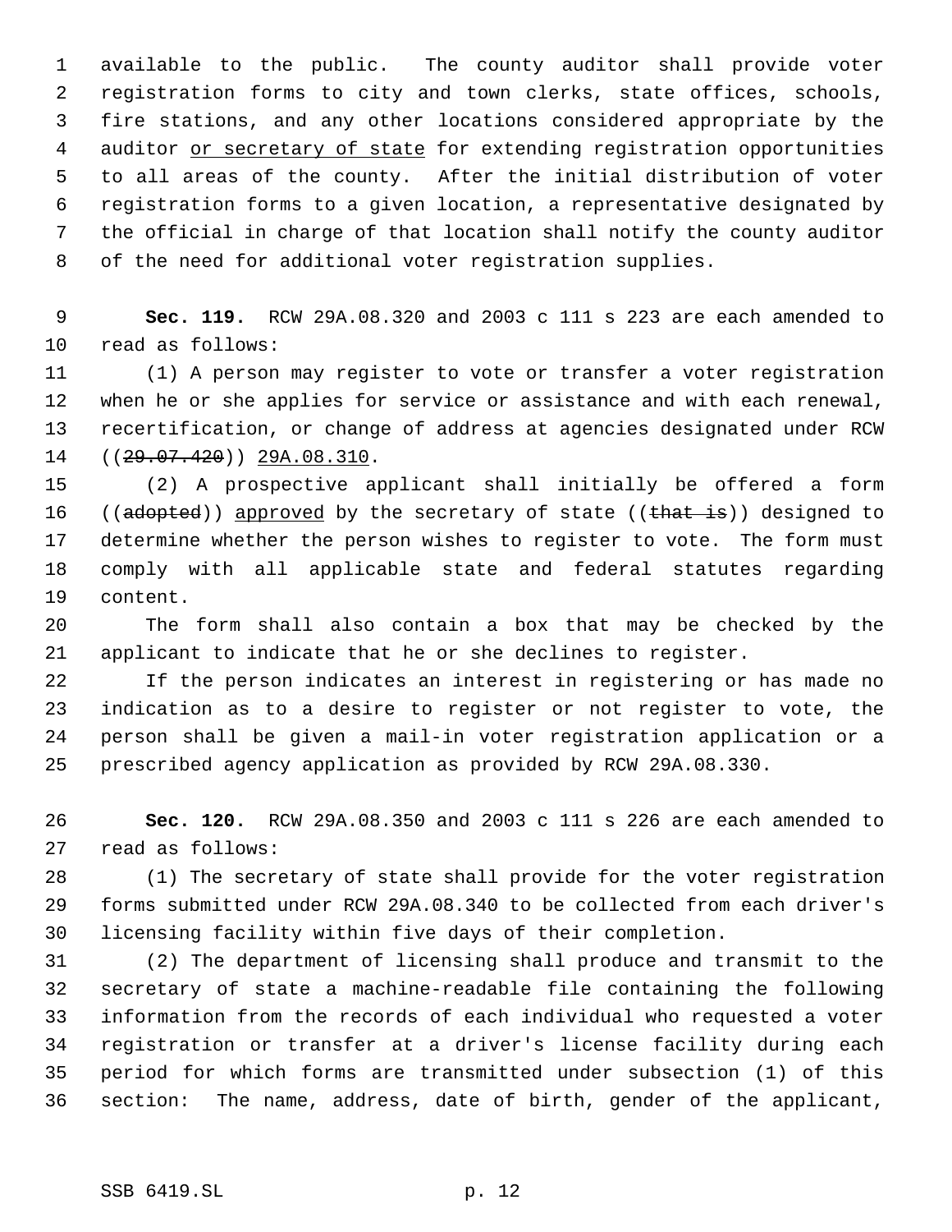available to the public. The county auditor shall provide voter registration forms to city and town clerks, state offices, schools, fire stations, and any other locations considered appropriate by the auditor <u>or secretary of state</u> for extending registration opportunities to all areas of the county. After the initial distribution of voter registration forms to a given location, a representative designated by the official in charge of that location shall notify the county auditor of the need for additional voter registration supplies.

**Sec. 119.** RCW 29A.08.320 and 2003 c 111 s 223 are each amended to read as follows:

(1) A person may register to vote or transfer a voter registration when he or she applies for service or assistance and with each renewal, recertification, or change of address at agencies designated under RCW ((~~29.07.420~~)) <u>29A.08.310</u>.

(2) A prospective applicant shall initially be offered a form ((~~adopted~~)) <u>approved</u> by the secretary of state ((~~that is~~)) designed to determine whether the person wishes to register to vote. The form must comply with all applicable state and federal statutes regarding content.

The form shall also contain a box that may be checked by the applicant to indicate that he or she declines to register.

If the person indicates an interest in registering or has made no indication as to a desire to register or not register to vote, the person shall be given a mail-in voter registration application or a prescribed agency application as provided by RCW 29A.08.330.

**Sec. 120.** RCW 29A.08.350 and 2003 c 111 s 226 are each amended to read as follows:

(1) The secretary of state shall provide for the voter registration forms submitted under RCW 29A.08.340 to be collected from each driver's licensing facility within five days of their completion.

(2) The department of licensing shall produce and transmit to the secretary of state a machine-readable file containing the following information from the records of each individual who requested a voter registration or transfer at a driver's license facility during each period for which forms are transmitted under subsection (1) of this section: The name, address, date of birth, gender of the applicant,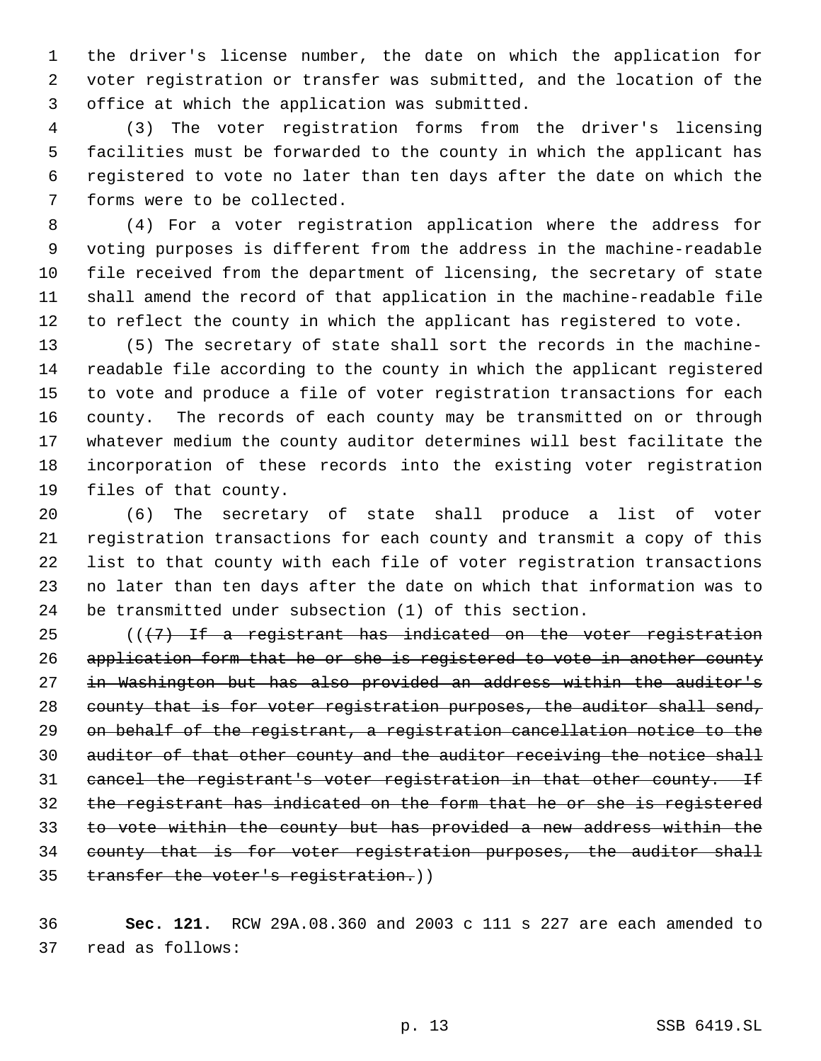the driver's license number, the date on which the application for voter registration or transfer was submitted, and the location of the office at which the application was submitted.

(3) The voter registration forms from the driver's licensing facilities must be forwarded to the county in which the applicant has registered to vote no later than ten days after the date on which the forms were to be collected.

(4) For a voter registration application where the address for voting purposes is different from the address in the machine-readable file received from the department of licensing, the secretary of state shall amend the record of that application in the machine-readable file to reflect the county in which the applicant has registered to vote.

(5) The secretary of state shall sort the records in the machine-readable file according to the county in which the applicant registered to vote and produce a file of voter registration transactions for each county. The records of each county may be transmitted on or through whatever medium the county auditor determines will best facilitate the incorporation of these records into the existing voter registration files of that county.

(6) The secretary of state shall produce a list of voter registration transactions for each county and transmit a copy of this list to that county with each file of voter registration transactions no later than ten days after the date on which that information was to be transmitted under subsection (1) of this section.

(( ~~(7) If a registrant has indicated on the voter registration application form that he or she is registered to vote in another county in Washington but has also provided an address within the auditor's county that is for voter registration purposes, the auditor shall send, on behalf of the registrant, a registration cancellation notice to the auditor of that other county and the auditor receiving the notice shall cancel the registrant's voter registration in that other county. If the registrant has indicated on the form that he or she is registered to vote within the county but has provided a new address within the county that is for voter registration purposes, the auditor shall transfer the voter's registration.~~ ))

**Sec. 121.** RCW 29A.08.360 and 2003 c 111 s 227 are each amended to read as follows: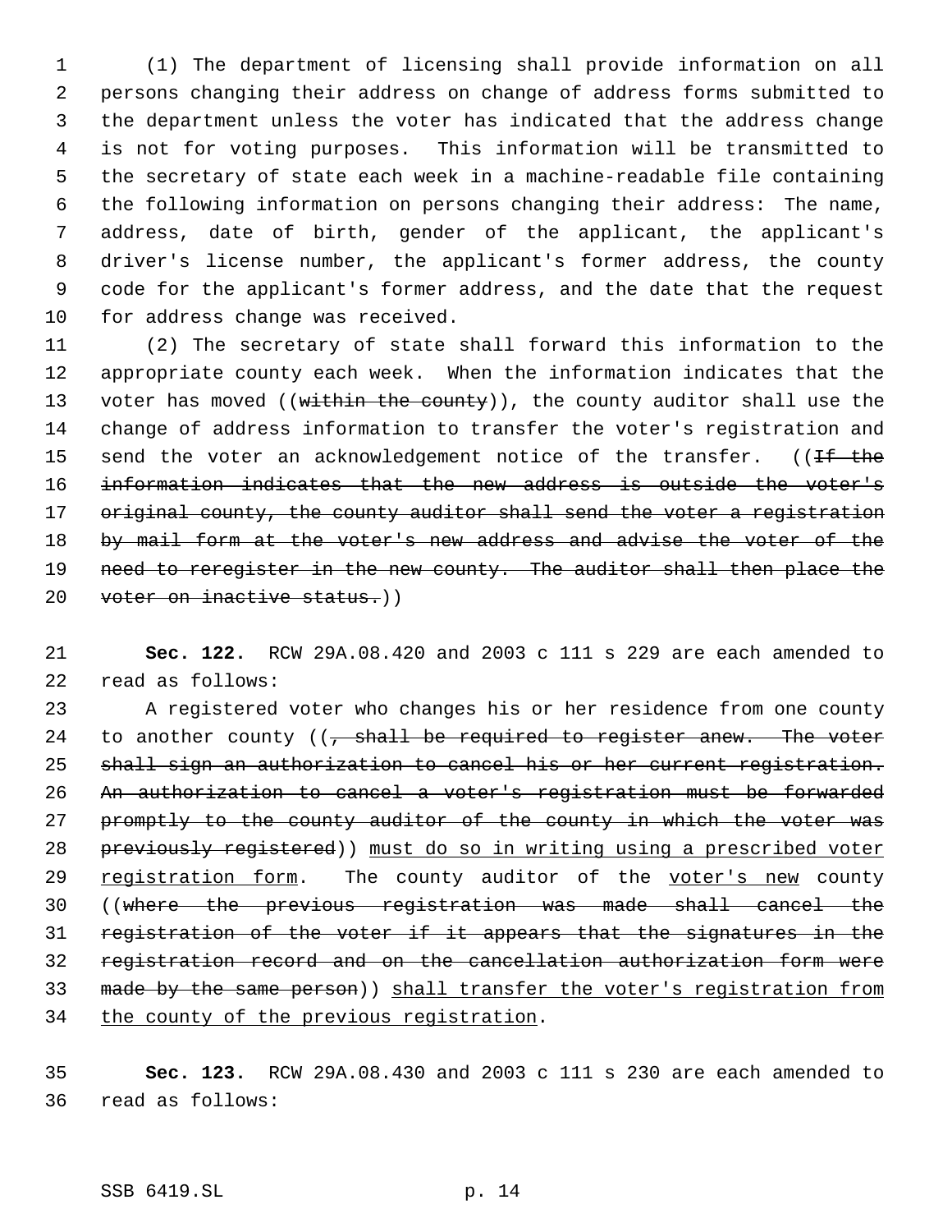(1) The department of licensing shall provide information on all persons changing their address on change of address forms submitted to the department unless the voter has indicated that the address change is not for voting purposes. This information will be transmitted to the secretary of state each week in a machine-readable file containing the following information on persons changing their address: The name, address, date of birth, gender of the applicant, the applicant's driver's license number, the applicant's former address, the county code for the applicant's former address, and the date that the request for address change was received.

(2) The secretary of state shall forward this information to the appropriate county each week. When the information indicates that the voter has moved ((~~within the county~~)), the county auditor shall use the change of address information to transfer the voter's registration and send the voter an acknowledgement notice of the transfer. ((~~If the information indicates that the new address is outside the voter's original county, the county auditor shall send the voter a registration by mail form at the voter's new address and advise the voter of the need to reregister in the new county. The auditor shall then place the voter on inactive status.~~))

**Sec. 122.** RCW 29A.08.420 and 2003 c 111 s 229 are each amended to read as follows:

A registered voter who changes his or her residence from one county to another county ((~~, shall be required to register anew. The voter shall sign an authorization to cancel his or her current registration. An authorization to cancel a voter's registration must be forwarded promptly to the county auditor of the county in which the voter was previously registered~~)) <u>must do so in writing using a prescribed voter registration form</u>. The county auditor of the <u>voter's new</u> county ((~~where the previous registration was made shall cancel the registration of the voter if it appears that the signatures in the registration record and on the cancellation authorization form were made by the same person~~)) <u>shall transfer the voter's registration from the county of the previous registration</u>.

**Sec. 123.** RCW 29A.08.430 and 2003 c 111 s 230 are each amended to read as follows: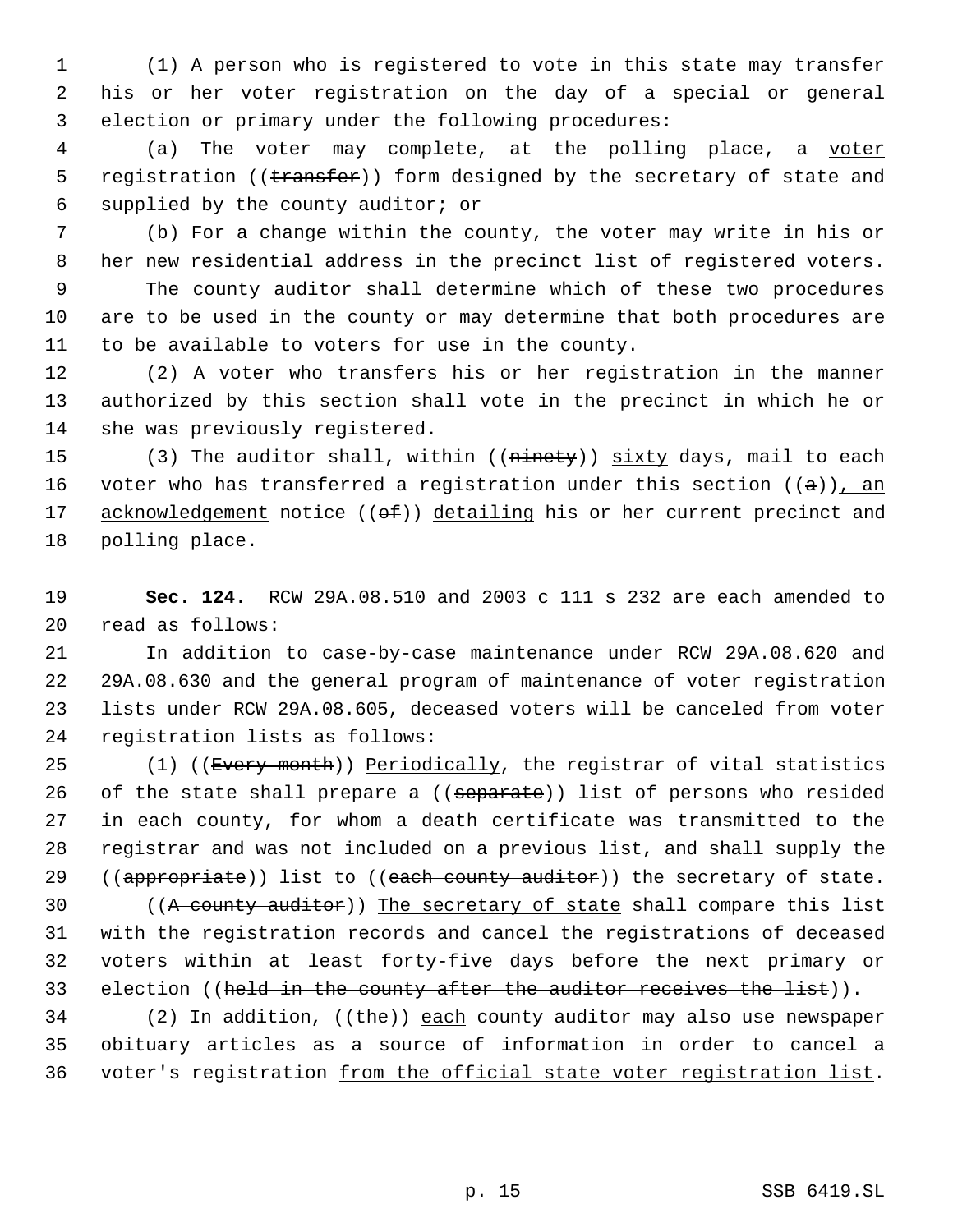(1) A person who is registered to vote in this state may transfer his or her voter registration on the day of a special or general election or primary under the following procedures:

(a) The voter may complete, at the polling place, a voter registration ((~~transfer~~)) form designed by the secretary of state and supplied by the county auditor; or

(b) For a change within the county, the voter may write in his or her new residential address in the precinct list of registered voters.

The county auditor shall determine which of these two procedures are to be used in the county or may determine that both procedures are to be available to voters for use in the county.

(2) A voter who transfers his or her registration in the manner authorized by this section shall vote in the precinct in which he or she was previously registered.

(3) The auditor shall, within ((~~ninety~~)) sixty days, mail to each voter who has transferred a registration under this section ((~~a~~)), an acknowledgement notice ((~~of~~)) detailing his or her current precinct and polling place.

**Sec. 124.** RCW 29A.08.510 and 2003 c 111 s 232 are each amended to read as follows:

In addition to case-by-case maintenance under RCW 29A.08.620 and 29A.08.630 and the general program of maintenance of voter registration lists under RCW 29A.08.605, deceased voters will be canceled from voter registration lists as follows:

(1) ((~~Every month~~)) Periodically, the registrar of vital statistics of the state shall prepare a ((~~separate~~)) list of persons who resided in each county, for whom a death certificate was transmitted to the registrar and was not included on a previous list, and shall supply the ((~~appropriate~~)) list to ((~~each county auditor~~)) the secretary of state. ((~~A county auditor~~)) The secretary of state shall compare this list with the registration records and cancel the registrations of deceased voters within at least forty-five days before the next primary or election ((~~held in the county after the auditor receives the list~~)).

(2) In addition, ((~~the~~)) each county auditor may also use newspaper obituary articles as a source of information in order to cancel a voter's registration from the official state voter registration list.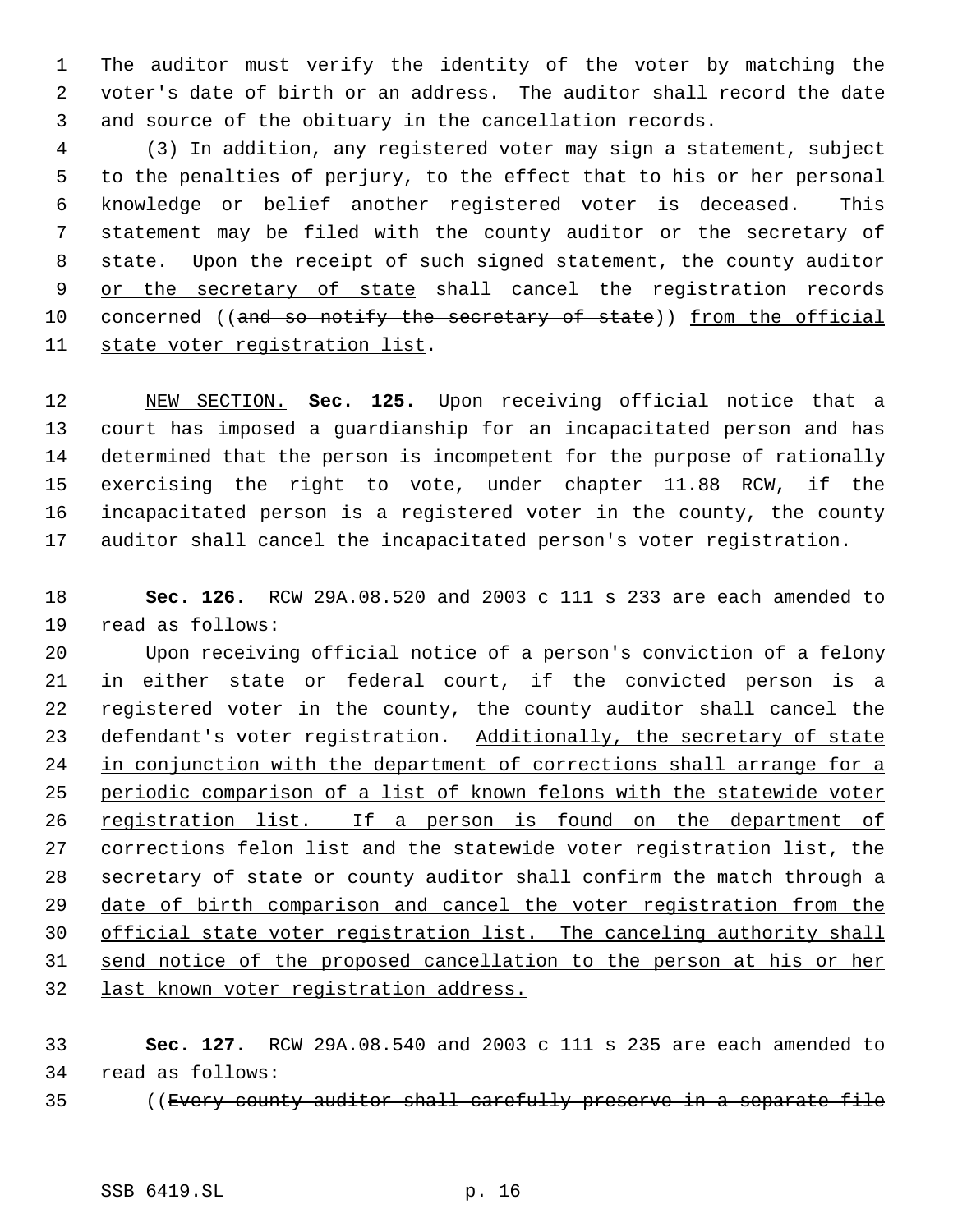The auditor must verify the identity of the voter by matching the voter's date of birth or an address. The auditor shall record the date and source of the obituary in the cancellation records.

(3) In addition, any registered voter may sign a statement, subject to the penalties of perjury, to the effect that to his or her personal knowledge or belief another registered voter is deceased. This statement may be filed with the county auditor <u>or the secretary of state</u>. Upon the receipt of such signed statement, the county auditor <u>or the secretary of state</u> shall cancel the registration records concerned ((~~and so notify the secretary of state~~)) <u>from the official state voter registration list</u>.

<u>NEW SECTION.</u> **Sec. 125.** Upon receiving official notice that a court has imposed a guardianship for an incapacitated person and has determined that the person is incompetent for the purpose of rationally exercising the right to vote, under chapter 11.88 RCW, if the incapacitated person is a registered voter in the county, the county auditor shall cancel the incapacitated person's voter registration.

**Sec. 126.** RCW 29A.08.520 and 2003 c 111 s 233 are each amended to read as follows:

Upon receiving official notice of a person's conviction of a felony in either state or federal court, if the convicted person is a registered voter in the county, the county auditor shall cancel the defendant's voter registration. <u>Additionally, the secretary of state in conjunction with the department of corrections shall arrange for a periodic comparison of a list of known felons with the statewide voter registration list. If a person is found on the department of corrections felon list and the statewide voter registration list, the secretary of state or county auditor shall confirm the match through a date of birth comparison and cancel the voter registration from the official state voter registration list. The canceling authority shall send notice of the proposed cancellation to the person at his or her last known voter registration address.</u>

**Sec. 127.** RCW 29A.08.540 and 2003 c 111 s 235 are each amended to read as follows:

((~~Every county auditor shall carefully preserve in a separate file~~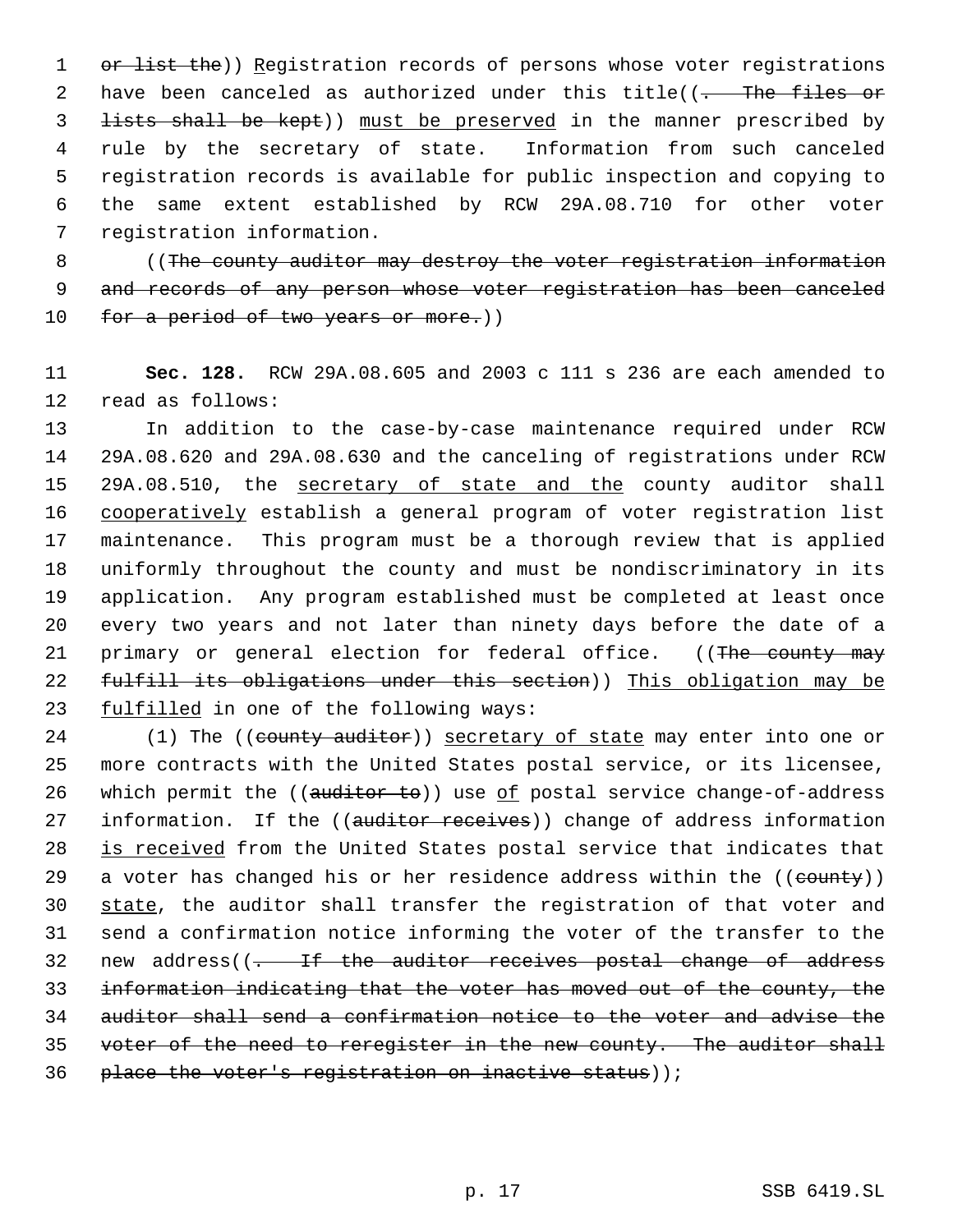~~or list the~~)) <u>R</u>egistration records of persons whose voter registrations have been canceled as authorized under this title((~~. The files or lists shall be kept~~)) <u>must be preserved</u> in the manner prescribed by rule by the secretary of state. Information from such canceled registration records is available for public inspection and copying to the same extent established by RCW 29A.08.710 for other voter registration information.

((~~The county auditor may destroy the voter registration information and records of any person whose voter registration has been canceled for a period of two years or more.~~))

**Sec. 128.** RCW 29A.08.605 and 2003 c 111 s 236 are each amended to read as follows:

In addition to the case-by-case maintenance required under RCW 29A.08.620 and 29A.08.630 and the canceling of registrations under RCW 29A.08.510, the <u>secretary of state and the</u> county auditor shall <u>cooperatively</u> establish a general program of voter registration list maintenance. This program must be a thorough review that is applied uniformly throughout the county and must be nondiscriminatory in its application. Any program established must be completed at least once every two years and not later than ninety days before the date of a primary or general election for federal office. ((~~The county may fulfill its obligations under this section~~)) <u>This obligation may be fulfilled</u> in one of the following ways:

(1) The ((~~county auditor~~)) <u>secretary of state</u> may enter into one or more contracts with the United States postal service, or its licensee, which permit the ((~~auditor to~~)) use <u>of</u> postal service change-of-address information. If the ((~~auditor receives~~)) change of address information <u>is received</u> from the United States postal service that indicates that a voter has changed his or her residence address within the ((~~county~~)) <u>state</u>, the auditor shall transfer the registration of that voter and send a confirmation notice informing the voter of the transfer to the new address((~~. If the auditor receives postal change of address information indicating that the voter has moved out of the county, the auditor shall send a confirmation notice to the voter and advise the voter of the need to reregister in the new county. The auditor shall place the voter's registration on inactive status~~));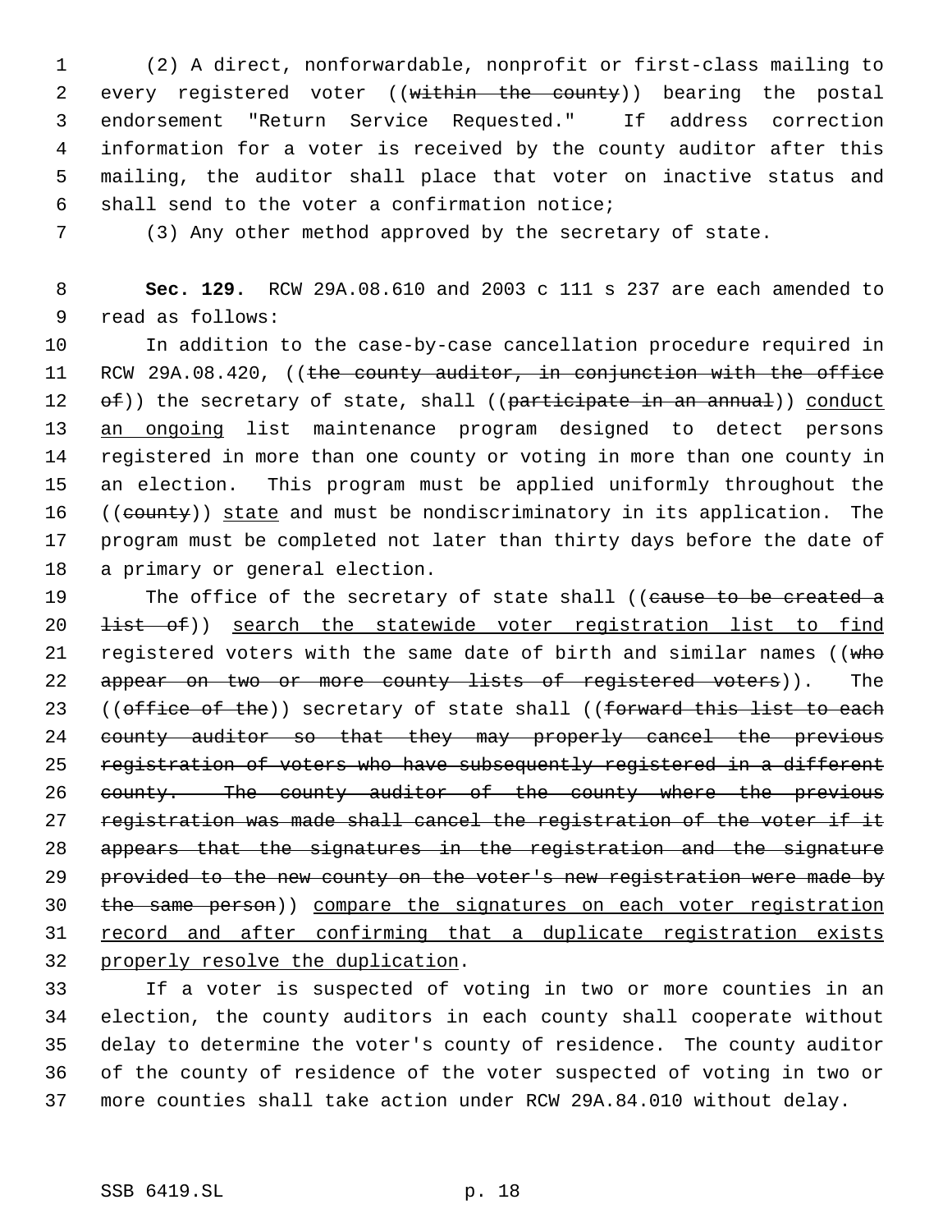(2) A direct, nonforwardable, nonprofit or first-class mailing to every registered voter ((~~within the county~~)) bearing the postal endorsement "Return Service Requested." If address correction information for a voter is received by the county auditor after this mailing, the auditor shall place that voter on inactive status and shall send to the voter a confirmation notice;

(3) Any other method approved by the secretary of state.

**Sec. 129.** RCW 29A.08.610 and 2003 c 111 s 237 are each amended to read as follows:

In addition to the case-by-case cancellation procedure required in RCW 29A.08.420, ((~~the county auditor, in conjunction with the office of~~)) the secretary of state, shall ((~~participate in an annual~~)) <u>conduct an ongoing</u> list maintenance program designed to detect persons registered in more than one county or voting in more than one county in an election. This program must be applied uniformly throughout the ((~~county~~)) <u>state</u> and must be nondiscriminatory in its application. The program must be completed not later than thirty days before the date of a primary or general election.

The office of the secretary of state shall ((~~cause to be created a list of~~)) <u>search the statewide voter registration list to find</u> registered voters with the same date of birth and similar names ((~~who appear on two or more county lists of registered voters~~)). The ((~~office of the~~)) secretary of state shall ((~~forward this list to each county auditor so that they may properly cancel the previous registration of voters who have subsequently registered in a different county. The county auditor of the county where the previous registration was made shall cancel the registration of the voter if it appears that the signatures in the registration and the signature provided to the new county on the voter's new registration were made by the same person~~)) <u>compare the signatures on each voter registration record and after confirming that a duplicate registration exists properly resolve the duplication</u>.

If a voter is suspected of voting in two or more counties in an election, the county auditors in each county shall cooperate without delay to determine the voter's county of residence. The county auditor of the county of residence of the voter suspected of voting in two or more counties shall take action under RCW 29A.84.010 without delay.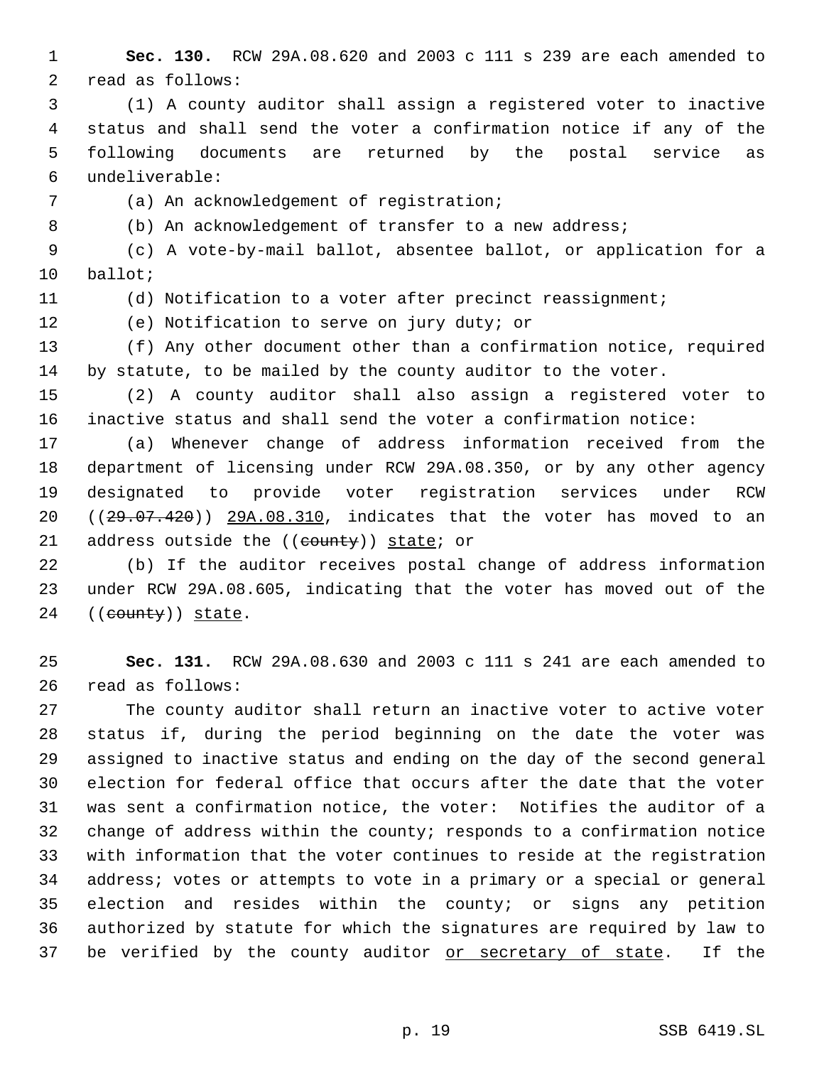**Sec. 130.** RCW 29A.08.620 and 2003 c 111 s 239 are each amended to read as follows:

(1) A county auditor shall assign a registered voter to inactive status and shall send the voter a confirmation notice if any of the following documents are returned by the postal service as undeliverable:

(a) An acknowledgement of registration;

(b) An acknowledgement of transfer to a new address;

(c) A vote-by-mail ballot, absentee ballot, or application for a ballot;

(d) Notification to a voter after precinct reassignment;

(e) Notification to serve on jury duty; or

(f) Any other document other than a confirmation notice, required by statute, to be mailed by the county auditor to the voter.

(2) A county auditor shall also assign a registered voter to inactive status and shall send the voter a confirmation notice:

(a) Whenever change of address information received from the department of licensing under RCW 29A.08.350, or by any other agency designated to provide voter registration services under RCW ((~~29.07.420~~)) <u>29A.08.310</u>, indicates that the voter has moved to an address outside the ((~~county~~)) <u>state</u>; or

(b) If the auditor receives postal change of address information under RCW 29A.08.605, indicating that the voter has moved out of the ((~~county~~)) <u>state</u>.

**Sec. 131.** RCW 29A.08.630 and 2003 c 111 s 241 are each amended to read as follows:

The county auditor shall return an inactive voter to active voter status if, during the period beginning on the date the voter was assigned to inactive status and ending on the day of the second general election for federal office that occurs after the date that the voter was sent a confirmation notice, the voter: Notifies the auditor of a change of address within the county; responds to a confirmation notice with information that the voter continues to reside at the registration address; votes or attempts to vote in a primary or a special or general election and resides within the county; or signs any petition authorized by statute for which the signatures are required by law to be verified by the county auditor <u>or secretary of state</u>. If the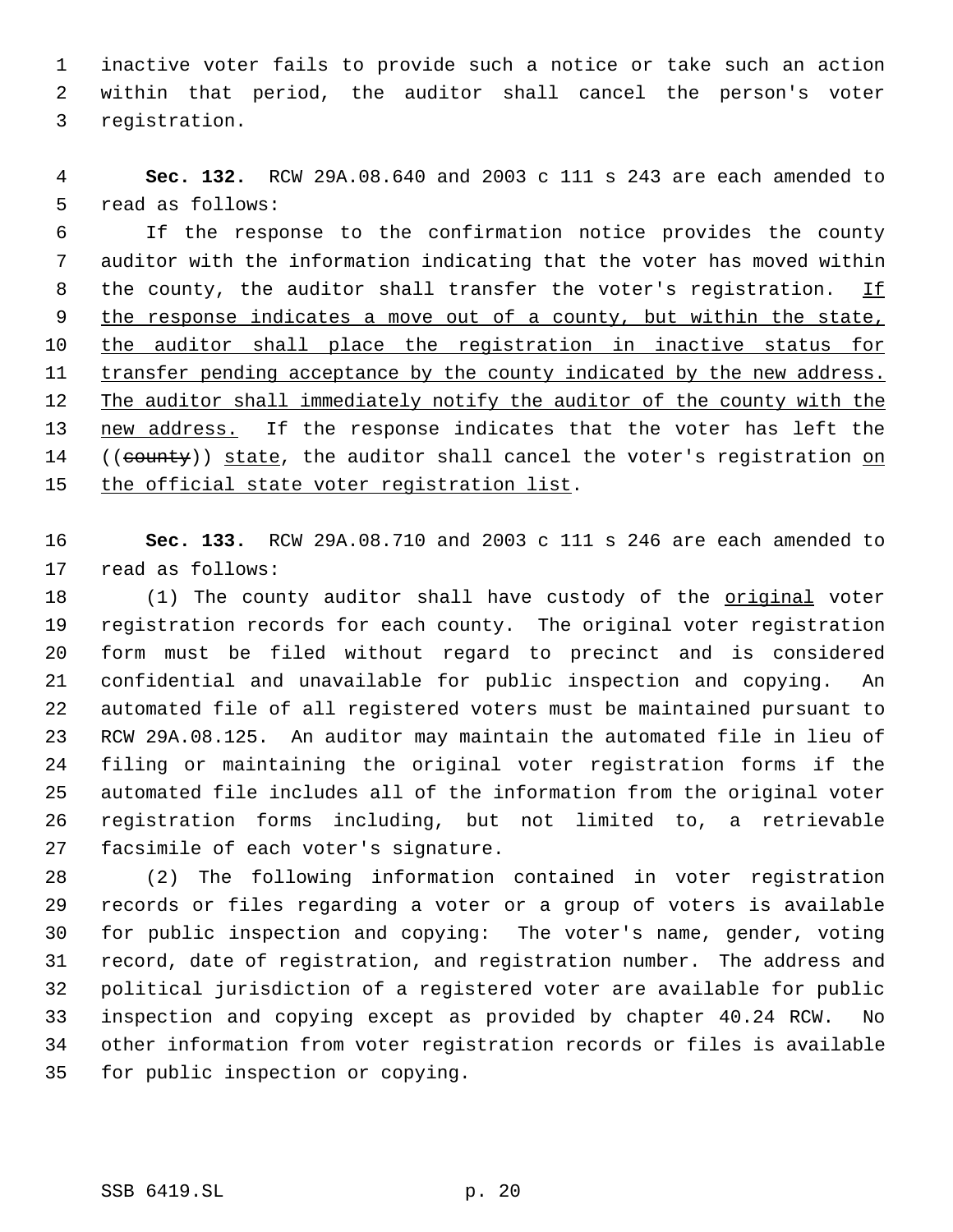inactive voter fails to provide such a notice or take such an action within that period, the auditor shall cancel the person's voter registration.

**Sec. 132.** RCW 29A.08.640 and 2003 c 111 s 243 are each amended to read as follows:

If the response to the confirmation notice provides the county auditor with the information indicating that the voter has moved within the county, the auditor shall transfer the voter's registration. If the response indicates a move out of a county, but within the state, the auditor shall place the registration in inactive status for transfer pending acceptance by the county indicated by the new address. The auditor shall immediately notify the auditor of the county with the new address. If the response indicates that the voter has left the ((~~county~~)) state, the auditor shall cancel the voter's registration on the official state voter registration list.

**Sec. 133.** RCW 29A.08.710 and 2003 c 111 s 246 are each amended to read as follows:

(1) The county auditor shall have custody of the original voter registration records for each county. The original voter registration form must be filed without regard to precinct and is considered confidential and unavailable for public inspection and copying. An automated file of all registered voters must be maintained pursuant to RCW 29A.08.125. An auditor may maintain the automated file in lieu of filing or maintaining the original voter registration forms if the automated file includes all of the information from the original voter registration forms including, but not limited to, a retrievable facsimile of each voter's signature.

(2) The following information contained in voter registration records or files regarding a voter or a group of voters is available for public inspection and copying: The voter's name, gender, voting record, date of registration, and registration number. The address and political jurisdiction of a registered voter are available for public inspection and copying except as provided by chapter 40.24 RCW. No other information from voter registration records or files is available for public inspection or copying.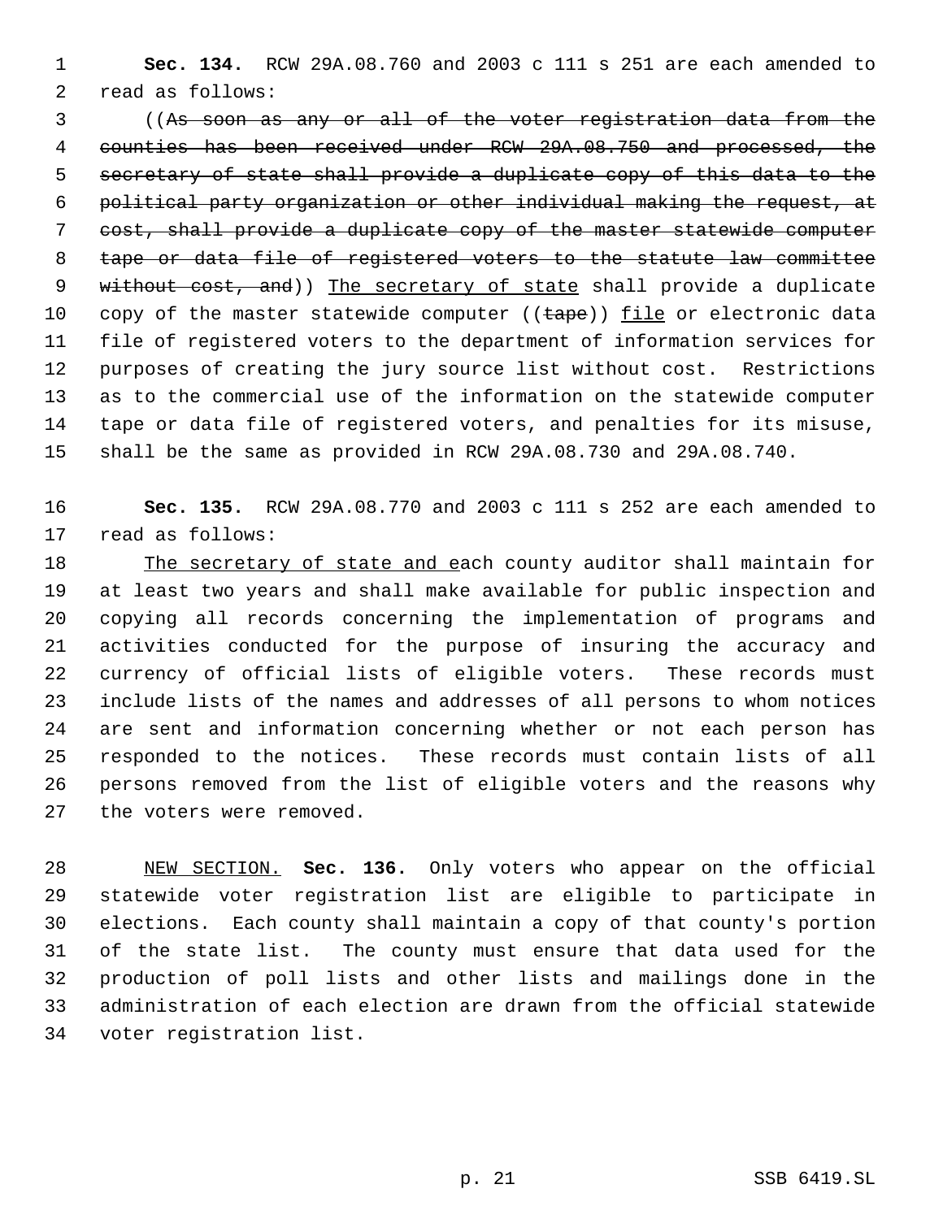**Sec. 134.** RCW 29A.08.760 and 2003 c 111 s 251 are each amended to read as follows:

((~~As soon as any or all of the voter registration data from the counties has been received under RCW 29A.08.750 and processed, the secretary of state shall provide a duplicate copy of this data to the political party organization or other individual making the request, at cost, shall provide a duplicate copy of the master statewide computer tape or data file of registered voters to the statute law committee without cost, and~~)) <u>The secretary of state</u> shall provide a duplicate copy of the master statewide computer ((~~tape~~)) <u>file</u> or electronic data file of registered voters to the department of information services for purposes of creating the jury source list without cost. Restrictions as to the commercial use of the information on the statewide computer tape or data file of registered voters, and penalties for its misuse, shall be the same as provided in RCW 29A.08.730 and 29A.08.740.

**Sec. 135.** RCW 29A.08.770 and 2003 c 111 s 252 are each amended to read as follows:

<u>The secretary of state and e</u>ach county auditor shall maintain for at least two years and shall make available for public inspection and copying all records concerning the implementation of programs and activities conducted for the purpose of insuring the accuracy and currency of official lists of eligible voters. These records must include lists of the names and addresses of all persons to whom notices are sent and information concerning whether or not each person has responded to the notices. These records must contain lists of all persons removed from the list of eligible voters and the reasons why the voters were removed.

<u>NEW SECTION.</u> **Sec. 136.** Only voters who appear on the official statewide voter registration list are eligible to participate in elections. Each county shall maintain a copy of that county's portion of the state list. The county must ensure that data used for the production of poll lists and other lists and mailings done in the administration of each election are drawn from the official statewide voter registration list.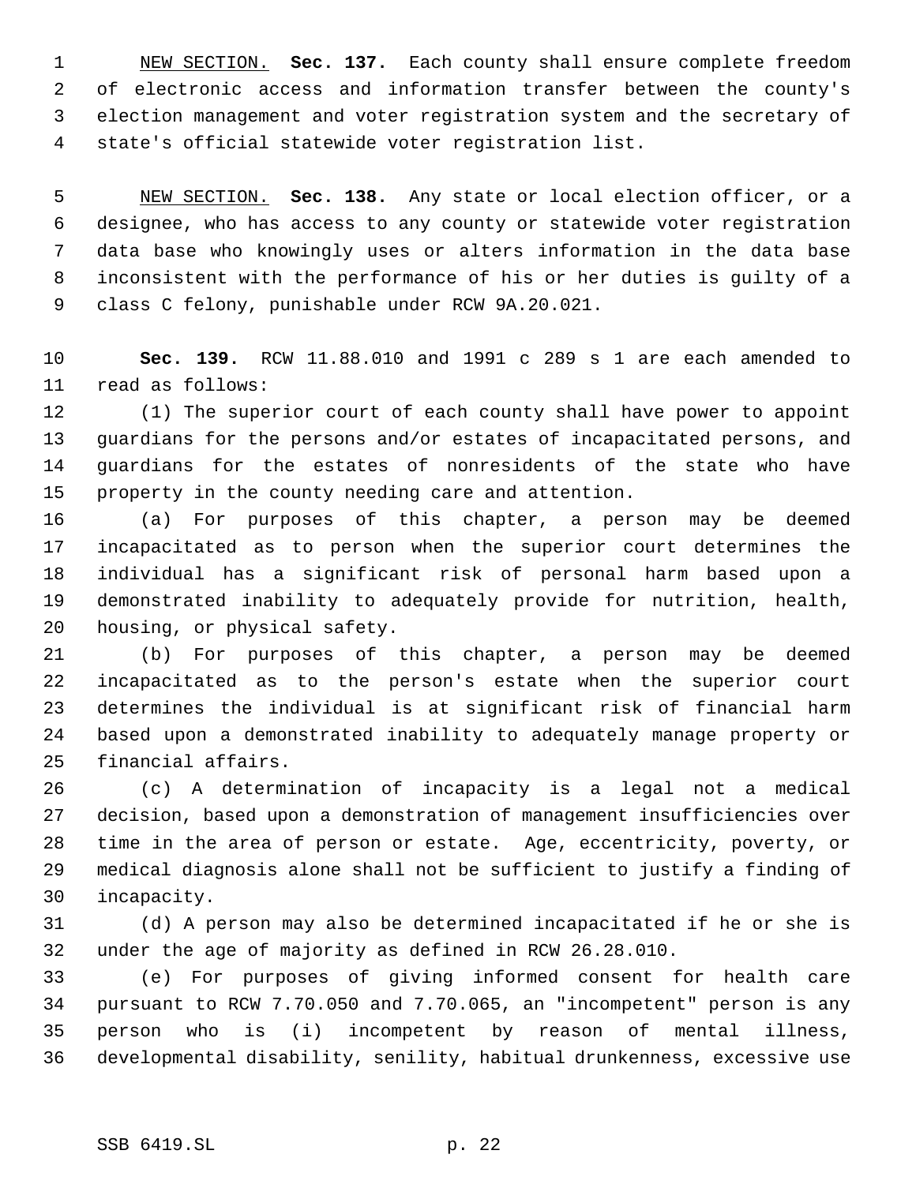<u>NEW SECTION.</u> **Sec. 137.** Each county shall ensure complete freedom of electronic access and information transfer between the county's election management and voter registration system and the secretary of state's official statewide voter registration list.

<u>NEW SECTION.</u> **Sec. 138.** Any state or local election officer, or a designee, who has access to any county or statewide voter registration data base who knowingly uses or alters information in the data base inconsistent with the performance of his or her duties is guilty of a class C felony, punishable under RCW 9A.20.021.

**Sec. 139.** RCW 11.88.010 and 1991 c 289 s 1 are each amended to read as follows:

(1) The superior court of each county shall have power to appoint guardians for the persons and/or estates of incapacitated persons, and guardians for the estates of nonresidents of the state who have property in the county needing care and attention.

(a) For purposes of this chapter, a person may be deemed incapacitated as to person when the superior court determines the individual has a significant risk of personal harm based upon a demonstrated inability to adequately provide for nutrition, health, housing, or physical safety.

(b) For purposes of this chapter, a person may be deemed incapacitated as to the person's estate when the superior court determines the individual is at significant risk of financial harm based upon a demonstrated inability to adequately manage property or financial affairs.

(c) A determination of incapacity is a legal not a medical decision, based upon a demonstration of management insufficiencies over time in the area of person or estate. Age, eccentricity, poverty, or medical diagnosis alone shall not be sufficient to justify a finding of incapacity.

(d) A person may also be determined incapacitated if he or she is under the age of majority as defined in RCW 26.28.010.

(e) For purposes of giving informed consent for health care pursuant to RCW 7.70.050 and 7.70.065, an "incompetent" person is any person who is (i) incompetent by reason of mental illness, developmental disability, senility, habitual drunkenness, excessive use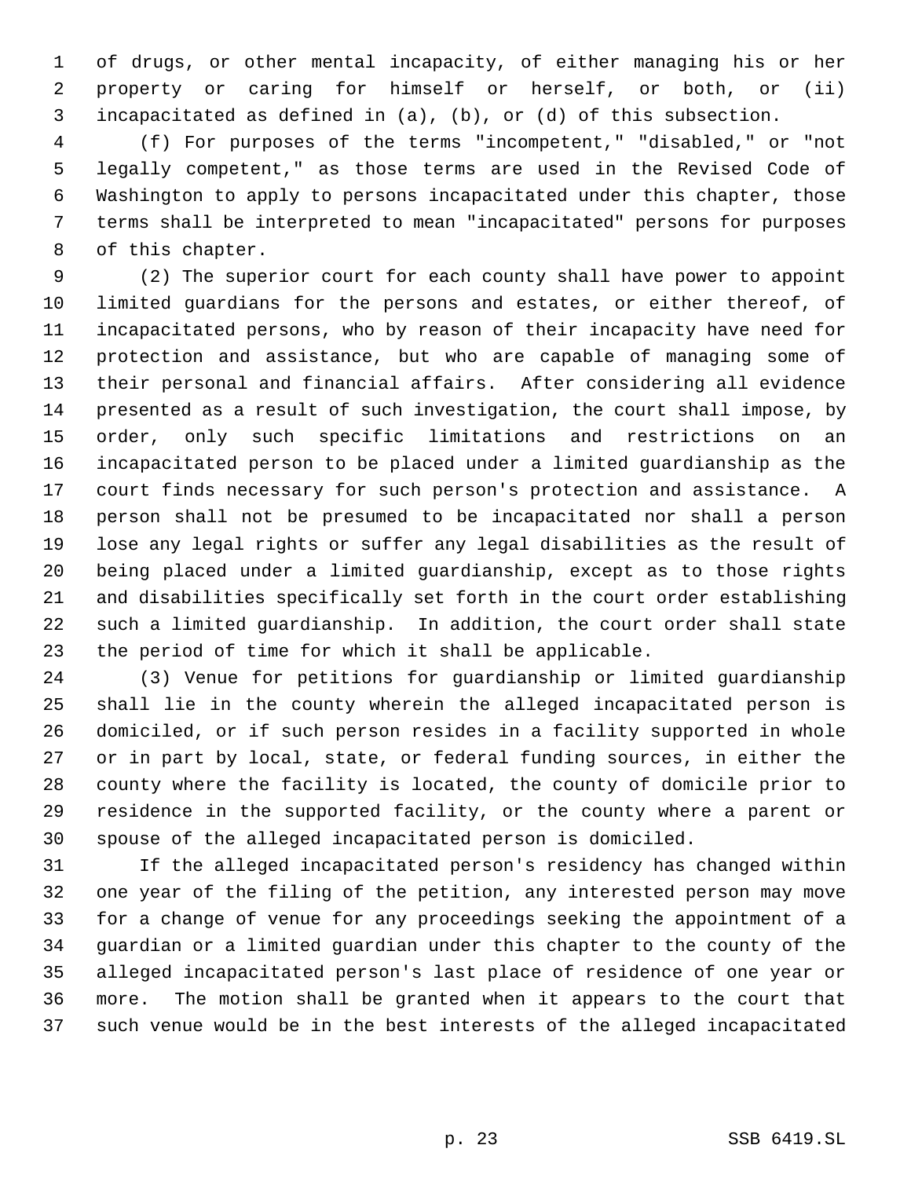of drugs, or other mental incapacity, of either managing his or her property or caring for himself or herself, or both, or (ii) incapacitated as defined in (a), (b), or (d) of this subsection.

(f) For purposes of the terms "incompetent," "disabled," or "not legally competent," as those terms are used in the Revised Code of Washington to apply to persons incapacitated under this chapter, those terms shall be interpreted to mean "incapacitated" persons for purposes of this chapter.

(2) The superior court for each county shall have power to appoint limited guardians for the persons and estates, or either thereof, of incapacitated persons, who by reason of their incapacity have need for protection and assistance, but who are capable of managing some of their personal and financial affairs. After considering all evidence presented as a result of such investigation, the court shall impose, by order, only such specific limitations and restrictions on an incapacitated person to be placed under a limited guardianship as the court finds necessary for such person's protection and assistance. A person shall not be presumed to be incapacitated nor shall a person lose any legal rights or suffer any legal disabilities as the result of being placed under a limited guardianship, except as to those rights and disabilities specifically set forth in the court order establishing such a limited guardianship. In addition, the court order shall state the period of time for which it shall be applicable.

(3) Venue for petitions for guardianship or limited guardianship shall lie in the county wherein the alleged incapacitated person is domiciled, or if such person resides in a facility supported in whole or in part by local, state, or federal funding sources, in either the county where the facility is located, the county of domicile prior to residence in the supported facility, or the county where a parent or spouse of the alleged incapacitated person is domiciled.

If the alleged incapacitated person's residency has changed within one year of the filing of the petition, any interested person may move for a change of venue for any proceedings seeking the appointment of a guardian or a limited guardian under this chapter to the county of the alleged incapacitated person's last place of residence of one year or more. The motion shall be granted when it appears to the court that such venue would be in the best interests of the alleged incapacitated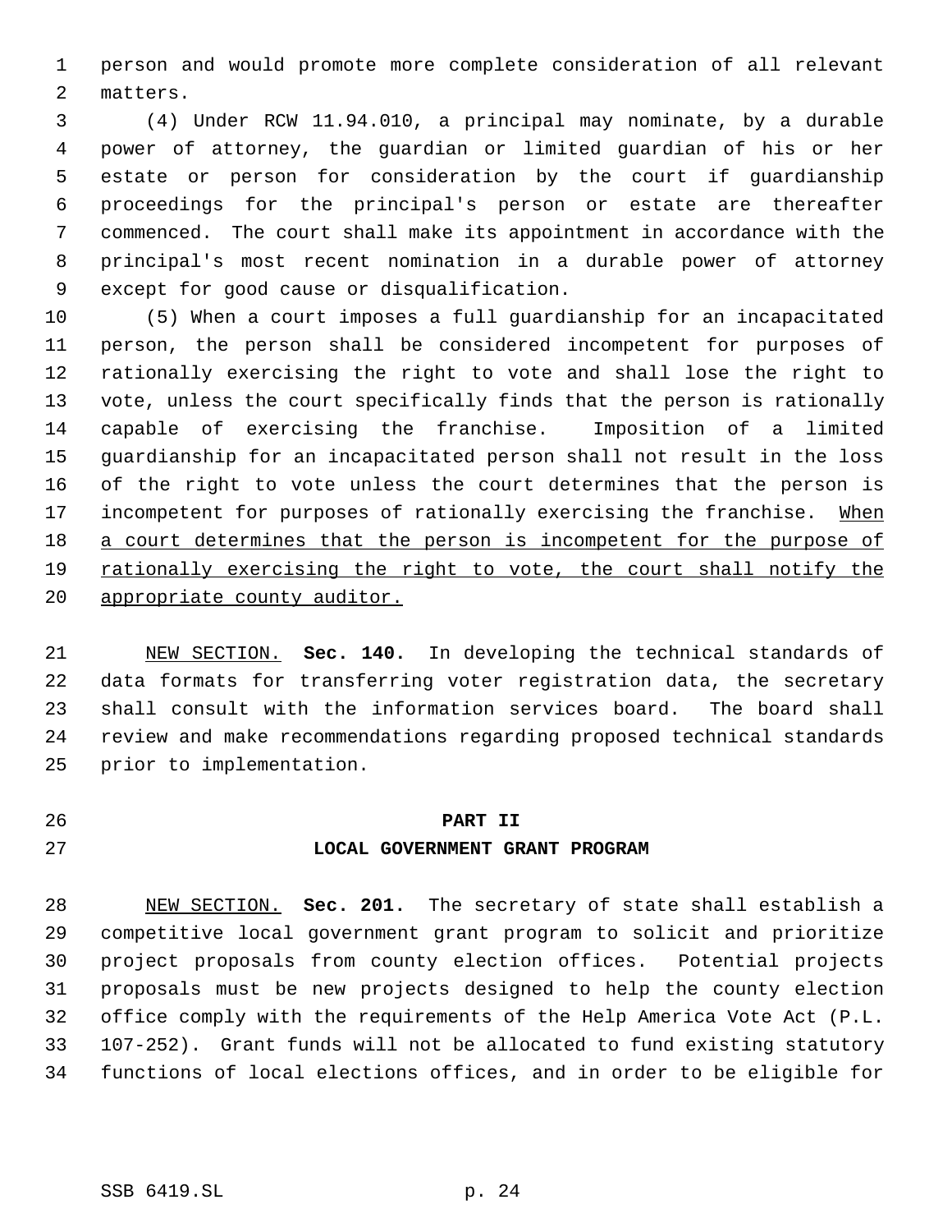person and would promote more complete consideration of all relevant matters.

(4) Under RCW 11.94.010, a principal may nominate, by a durable power of attorney, the guardian or limited guardian of his or her estate or person for consideration by the court if guardianship proceedings for the principal's person or estate are thereafter commenced. The court shall make its appointment in accordance with the principal's most recent nomination in a durable power of attorney except for good cause or disqualification.

(5) When a court imposes a full guardianship for an incapacitated person, the person shall be considered incompetent for purposes of rationally exercising the right to vote and shall lose the right to vote, unless the court specifically finds that the person is rationally capable of exercising the franchise. Imposition of a limited guardianship for an incapacitated person shall not result in the loss of the right to vote unless the court determines that the person is incompetent for purposes of rationally exercising the franchise. <u>When a court determines that the person is incompetent for the purpose of rationally exercising the right to vote, the court shall notify the appropriate county auditor.</u>

<u>NEW SECTION.</u> **Sec. 140.** In developing the technical standards of data formats for transferring voter registration data, the secretary shall consult with the information services board. The board shall review and make recommendations regarding proposed technical standards prior to implementation.

## PART II
## LOCAL GOVERNMENT GRANT PROGRAM

<u>NEW SECTION.</u> **Sec. 201.** The secretary of state shall establish a competitive local government grant program to solicit and prioritize project proposals from county election offices. Potential projects proposals must be new projects designed to help the county election office comply with the requirements of the Help America Vote Act (P.L. 107-252). Grant funds will not be allocated to fund existing statutory functions of local elections offices, and in order to be eligible for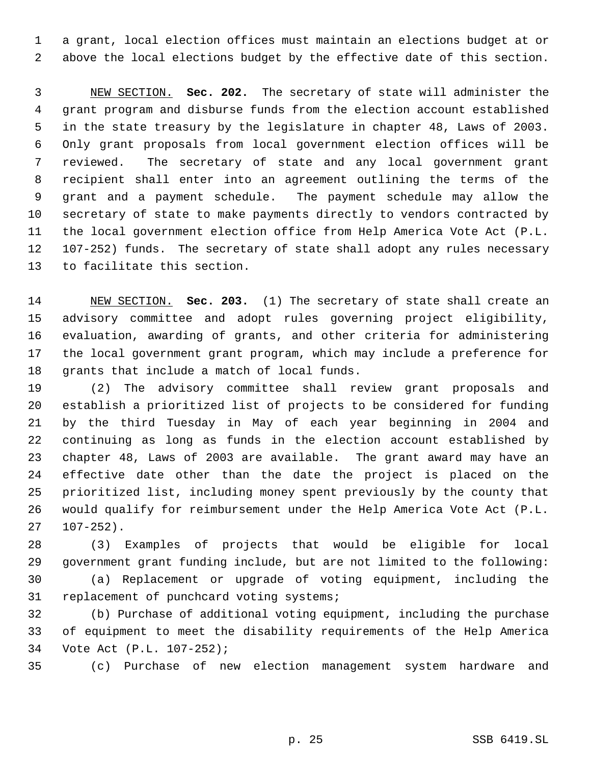a grant, local election offices must maintain an elections budget at or above the local elections budget by the effective date of this section.

NEW SECTION. **Sec. 202.** The secretary of state will administer the grant program and disburse funds from the election account established in the state treasury by the legislature in chapter 48, Laws of 2003. Only grant proposals from local government election offices will be reviewed. The secretary of state and any local government grant recipient shall enter into an agreement outlining the terms of the grant and a payment schedule. The payment schedule may allow the secretary of state to make payments directly to vendors contracted by the local government election office from Help America Vote Act (P.L. 107-252) funds. The secretary of state shall adopt any rules necessary to facilitate this section.

NEW SECTION. **Sec. 203.** (1) The secretary of state shall create an advisory committee and adopt rules governing project eligibility, evaluation, awarding of grants, and other criteria for administering the local government grant program, which may include a preference for grants that include a match of local funds.

(2) The advisory committee shall review grant proposals and establish a prioritized list of projects to be considered for funding by the third Tuesday in May of each year beginning in 2004 and continuing as long as funds in the election account established by chapter 48, Laws of 2003 are available. The grant award may have an effective date other than the date the project is placed on the prioritized list, including money spent previously by the county that would qualify for reimbursement under the Help America Vote Act (P.L. 107-252).

(3) Examples of projects that would be eligible for local government grant funding include, but are not limited to the following:

(a) Replacement or upgrade of voting equipment, including the replacement of punchcard voting systems;

(b) Purchase of additional voting equipment, including the purchase of equipment to meet the disability requirements of the Help America Vote Act (P.L. 107-252);

(c) Purchase of new election management system hardware and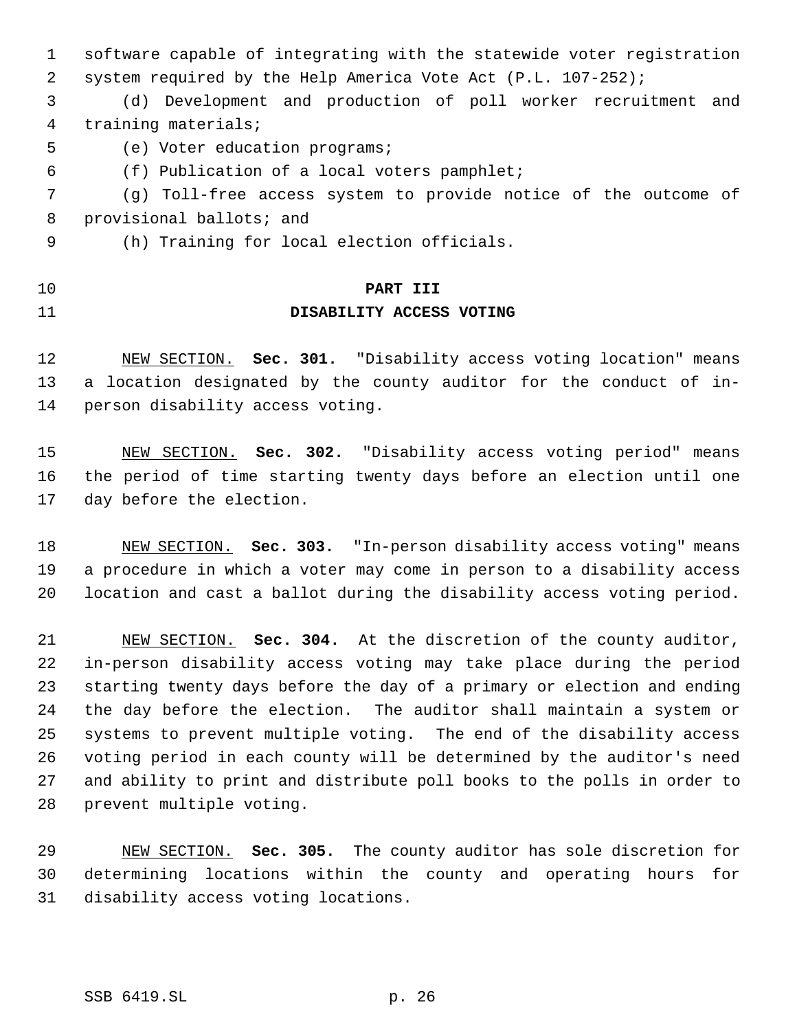software capable of integrating with the statewide voter registration system required by the Help America Vote Act (P.L. 107-252);

(d) Development and production of poll worker recruitment and training materials;

(e) Voter education programs;

(f) Publication of a local voters pamphlet;

(g) Toll-free access system to provide notice of the outcome of provisional ballots; and

(h) Training for local election officials.

## PART III
## DISABILITY ACCESS VOTING

NEW SECTION. **Sec. 301.** "Disability access voting location" means a location designated by the county auditor for the conduct of in-person disability access voting.

NEW SECTION. **Sec. 302.** "Disability access voting period" means the period of time starting twenty days before an election until one day before the election.

NEW SECTION. **Sec. 303.** "In-person disability access voting" means a procedure in which a voter may come in person to a disability access location and cast a ballot during the disability access voting period.

NEW SECTION. **Sec. 304.** At the discretion of the county auditor, in-person disability access voting may take place during the period starting twenty days before the day of a primary or election and ending the day before the election. The auditor shall maintain a system or systems to prevent multiple voting. The end of the disability access voting period in each county will be determined by the auditor's need and ability to print and distribute poll books to the polls in order to prevent multiple voting.

NEW SECTION. **Sec. 305.** The county auditor has sole discretion for determining locations within the county and operating hours for disability access voting locations.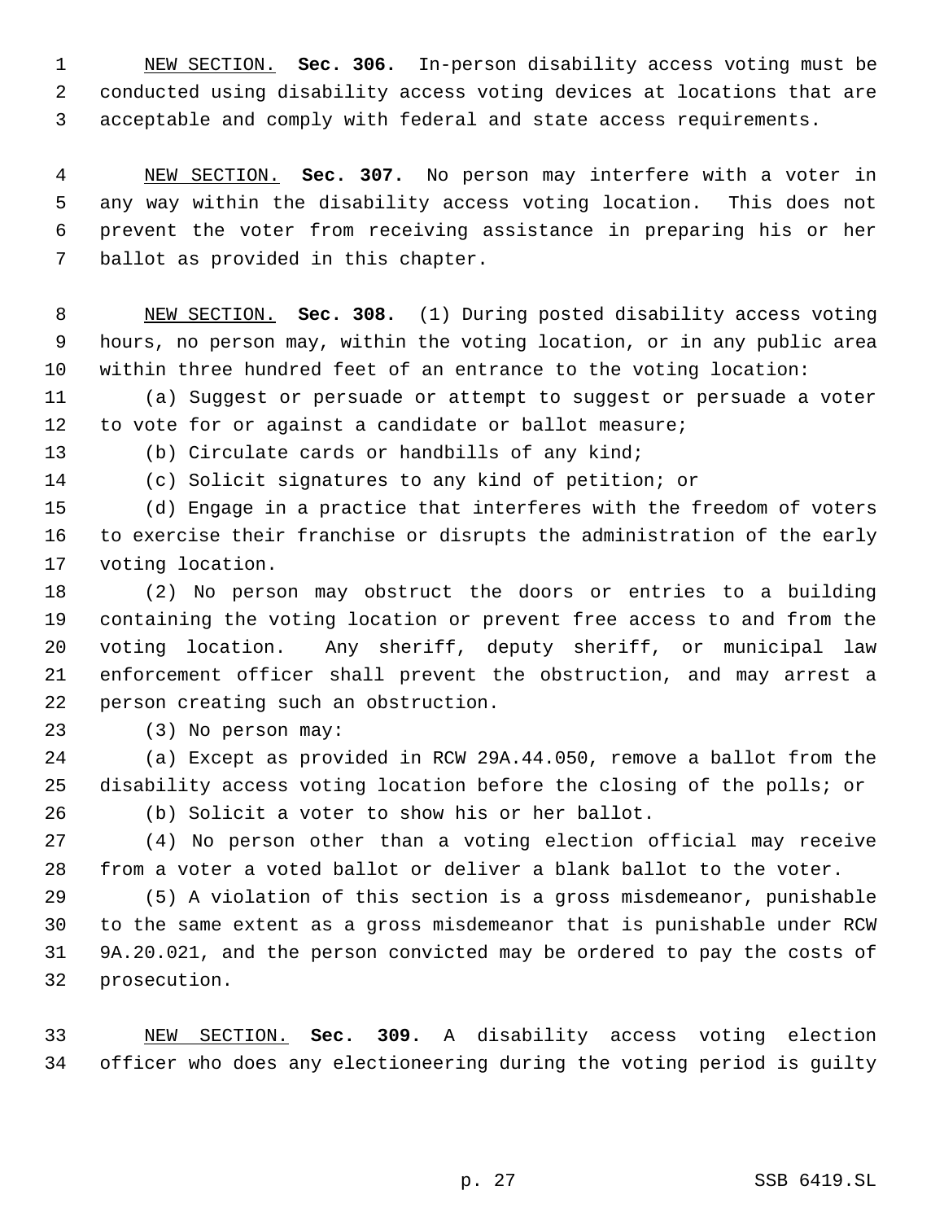NEW SECTION. **Sec. 306.** In-person disability access voting must be conducted using disability access voting devices at locations that are acceptable and comply with federal and state access requirements.

NEW SECTION. **Sec. 307.** No person may interfere with a voter in any way within the disability access voting location. This does not prevent the voter from receiving assistance in preparing his or her ballot as provided in this chapter.

NEW SECTION. **Sec. 308.** (1) During posted disability access voting hours, no person may, within the voting location, or in any public area within three hundred feet of an entrance to the voting location:

(a) Suggest or persuade or attempt to suggest or persuade a voter to vote for or against a candidate or ballot measure;

(b) Circulate cards or handbills of any kind;

(c) Solicit signatures to any kind of petition; or

(d) Engage in a practice that interferes with the freedom of voters to exercise their franchise or disrupts the administration of the early voting location.

(2) No person may obstruct the doors or entries to a building containing the voting location or prevent free access to and from the voting location. Any sheriff, deputy sheriff, or municipal law enforcement officer shall prevent the obstruction, and may arrest a person creating such an obstruction.

(3) No person may:

(a) Except as provided in RCW 29A.44.050, remove a ballot from the disability access voting location before the closing of the polls; or

(b) Solicit a voter to show his or her ballot.

(4) No person other than a voting election official may receive from a voter a voted ballot or deliver a blank ballot to the voter.

(5) A violation of this section is a gross misdemeanor, punishable to the same extent as a gross misdemeanor that is punishable under RCW 9A.20.021, and the person convicted may be ordered to pay the costs of prosecution.

NEW SECTION. **Sec. 309.** A disability access voting election officer who does any electioneering during the voting period is guilty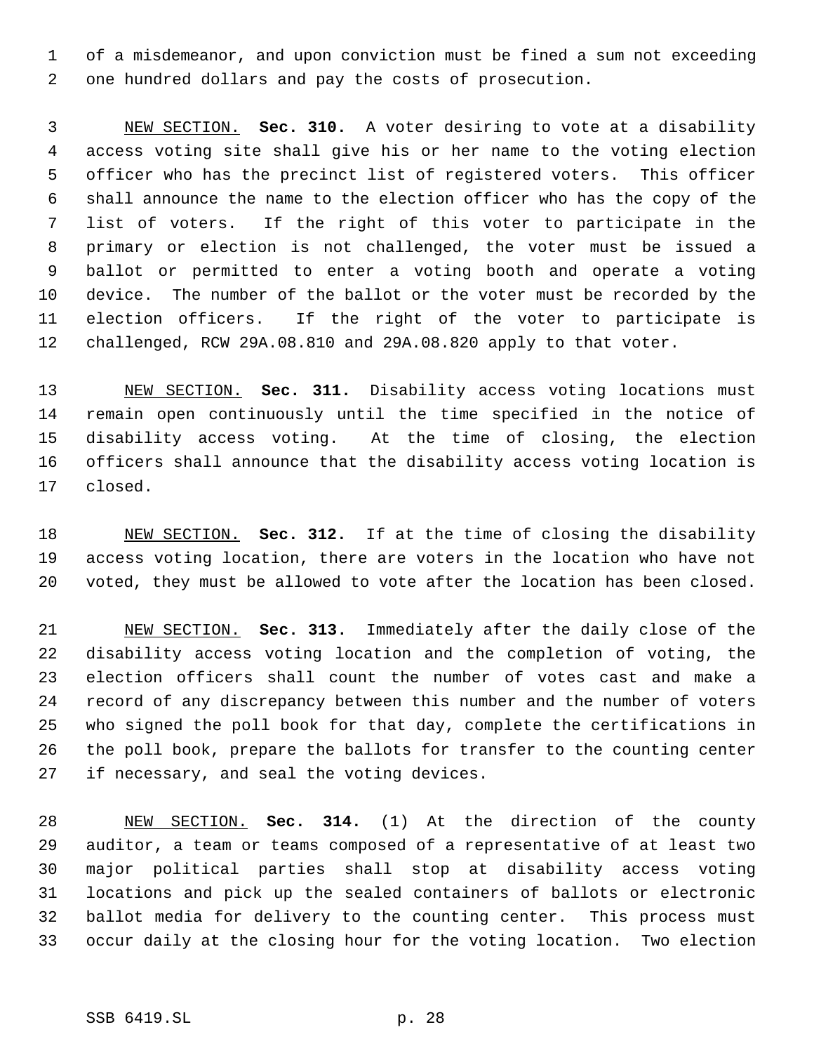of a misdemeanor, and upon conviction must be fined a sum not exceeding one hundred dollars and pay the costs of prosecution.

NEW SECTION. **Sec. 310.** A voter desiring to vote at a disability access voting site shall give his or her name to the voting election officer who has the precinct list of registered voters. This officer shall announce the name to the election officer who has the copy of the list of voters. If the right of this voter to participate in the primary or election is not challenged, the voter must be issued a ballot or permitted to enter a voting booth and operate a voting device. The number of the ballot or the voter must be recorded by the election officers. If the right of the voter to participate is challenged, RCW 29A.08.810 and 29A.08.820 apply to that voter.

NEW SECTION. **Sec. 311.** Disability access voting locations must remain open continuously until the time specified in the notice of disability access voting. At the time of closing, the election officers shall announce that the disability access voting location is closed.

NEW SECTION. **Sec. 312.** If at the time of closing the disability access voting location, there are voters in the location who have not voted, they must be allowed to vote after the location has been closed.

NEW SECTION. **Sec. 313.** Immediately after the daily close of the disability access voting location and the completion of voting, the election officers shall count the number of votes cast and make a record of any discrepancy between this number and the number of voters who signed the poll book for that day, complete the certifications in the poll book, prepare the ballots for transfer to the counting center if necessary, and seal the voting devices.

NEW SECTION. **Sec. 314.** (1) At the direction of the county auditor, a team or teams composed of a representative of at least two major political parties shall stop at disability access voting locations and pick up the sealed containers of ballots or electronic ballot media for delivery to the counting center. This process must occur daily at the closing hour for the voting location. Two election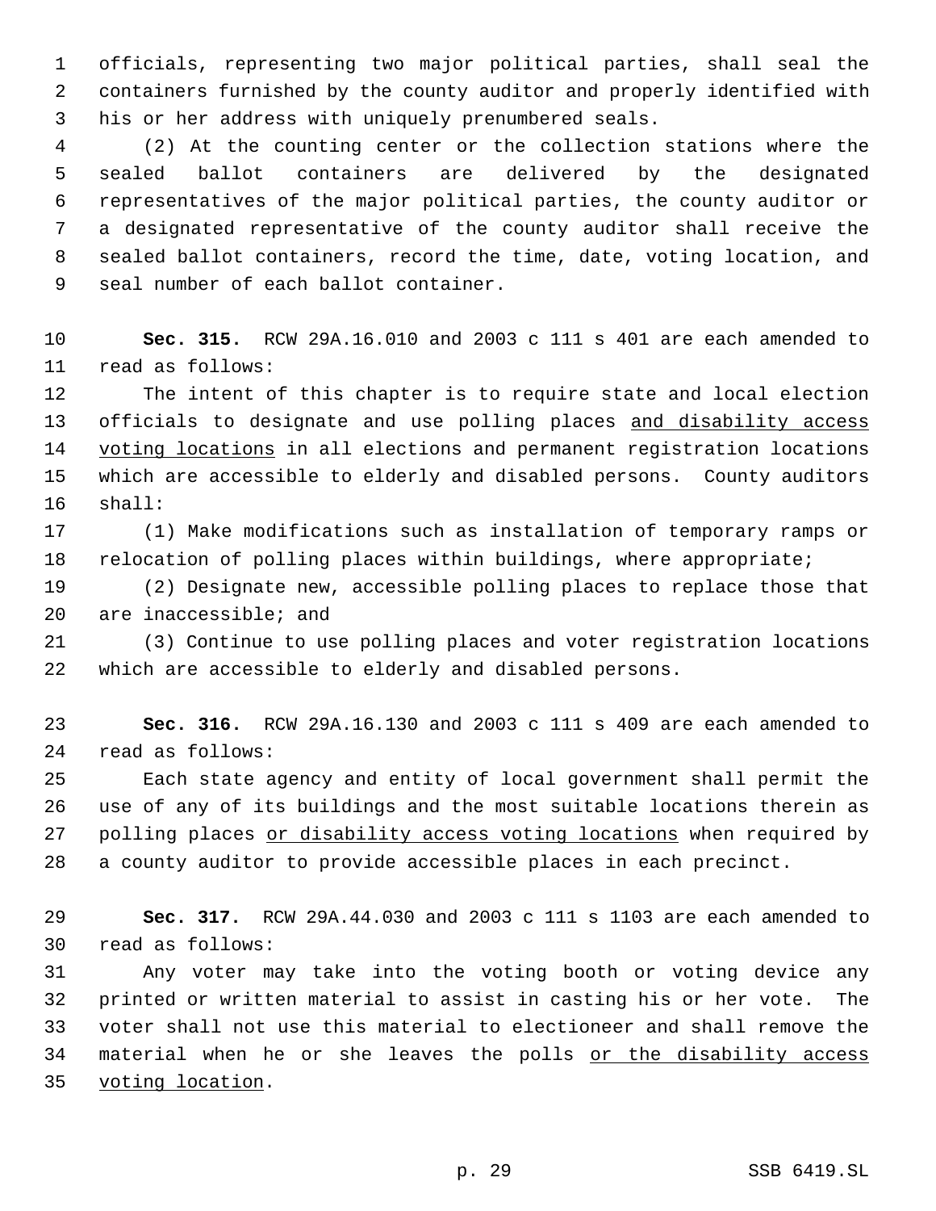officials, representing two major political parties, shall seal the containers furnished by the county auditor and properly identified with his or her address with uniquely prenumbered seals.

(2) At the counting center or the collection stations where the sealed ballot containers are delivered by the designated representatives of the major political parties, the county auditor or a designated representative of the county auditor shall receive the sealed ballot containers, record the time, date, voting location, and seal number of each ballot container.

**Sec. 315.** RCW 29A.16.010 and 2003 c 111 s 401 are each amended to read as follows:

The intent of this chapter is to require state and local election officials to designate and use polling places <u>and disability access voting locations</u> in all elections and permanent registration locations which are accessible to elderly and disabled persons. County auditors shall:

(1) Make modifications such as installation of temporary ramps or relocation of polling places within buildings, where appropriate;

(2) Designate new, accessible polling places to replace those that are inaccessible; and

(3) Continue to use polling places and voter registration locations which are accessible to elderly and disabled persons.

**Sec. 316.** RCW 29A.16.130 and 2003 c 111 s 409 are each amended to read as follows:

Each state agency and entity of local government shall permit the use of any of its buildings and the most suitable locations therein as polling places <u>or disability access voting locations</u> when required by a county auditor to provide accessible places in each precinct.

**Sec. 317.** RCW 29A.44.030 and 2003 c 111 s 1103 are each amended to read as follows:

Any voter may take into the voting booth or voting device any printed or written material to assist in casting his or her vote. The voter shall not use this material to electioneer and shall remove the material when he or she leaves the polls <u>or the disability access voting location</u>.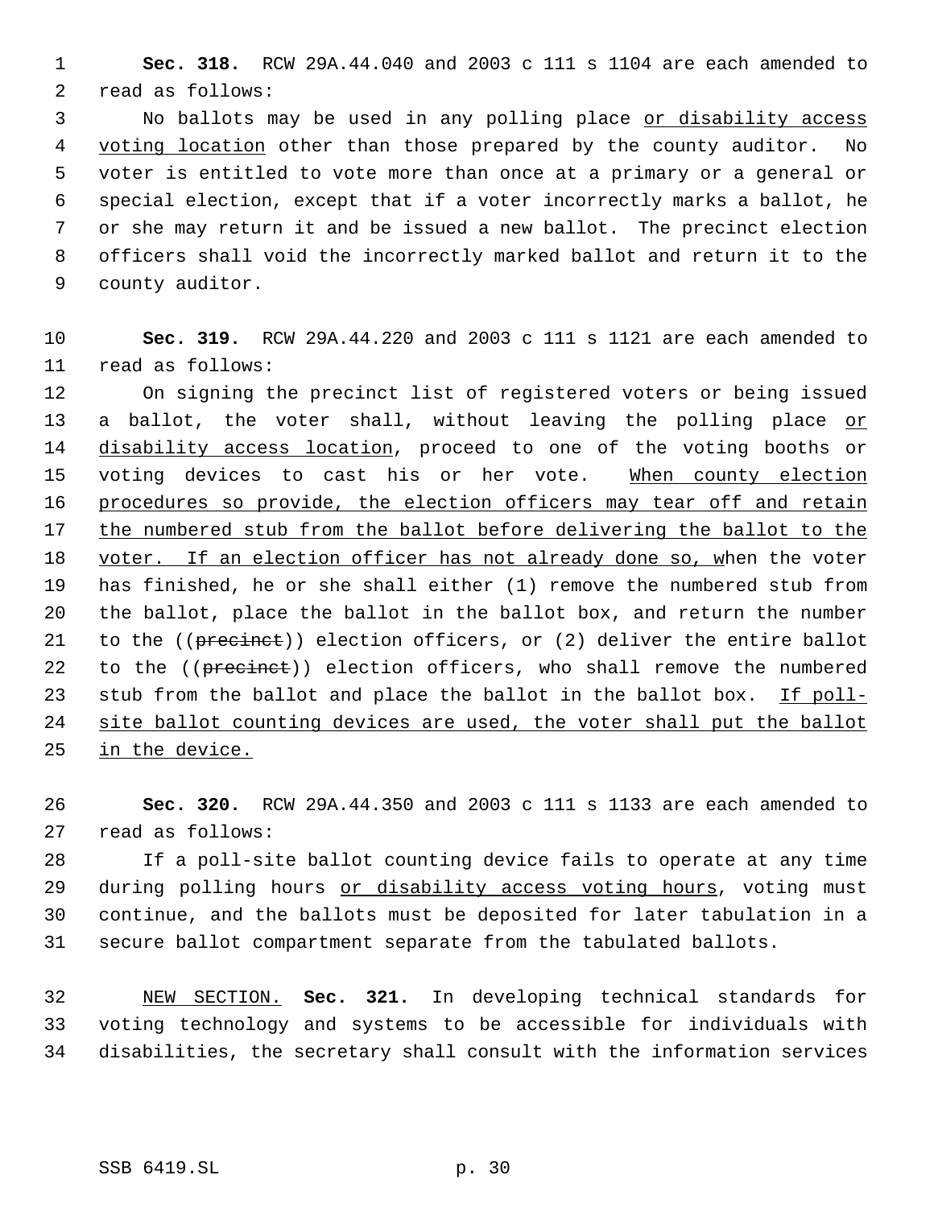**Sec. 318.** RCW 29A.44.040 and 2003 c 111 s 1104 are each amended to read as follows:

No ballots may be used in any polling place <u>or disability access voting location</u> other than those prepared by the county auditor. No voter is entitled to vote more than once at a primary or a general or special election, except that if a voter incorrectly marks a ballot, he or she may return it and be issued a new ballot. The precinct election officers shall void the incorrectly marked ballot and return it to the county auditor.

**Sec. 319.** RCW 29A.44.220 and 2003 c 111 s 1121 are each amended to read as follows:

On signing the precinct list of registered voters or being issued a ballot, the voter shall, without leaving the polling place <u>or disability access location</u>, proceed to one of the voting booths or voting devices to cast his or her vote. <u>When county election procedures so provide, the election officers may tear off and retain the numbered stub from the ballot before delivering the ballot to the voter. If an election officer has not already done so, w</u>hen the voter has finished, he or she shall either (1) remove the numbered stub from the ballot, place the ballot in the ballot box, and return the number to the ((~~precinct~~)) election officers, or (2) deliver the entire ballot to the ((~~precinct~~)) election officers, who shall remove the numbered stub from the ballot and place the ballot in the ballot box. <u>If poll-site ballot counting devices are used, the voter shall put the ballot in the device.</u>

**Sec. 320.** RCW 29A.44.350 and 2003 c 111 s 1133 are each amended to read as follows:

If a poll-site ballot counting device fails to operate at any time during polling hours <u>or disability access voting hours</u>, voting must continue, and the ballots must be deposited for later tabulation in a secure ballot compartment separate from the tabulated ballots.

<u>NEW SECTION.</u> **Sec. 321.** In developing technical standards for voting technology and systems to be accessible for individuals with disabilities, the secretary shall consult with the information services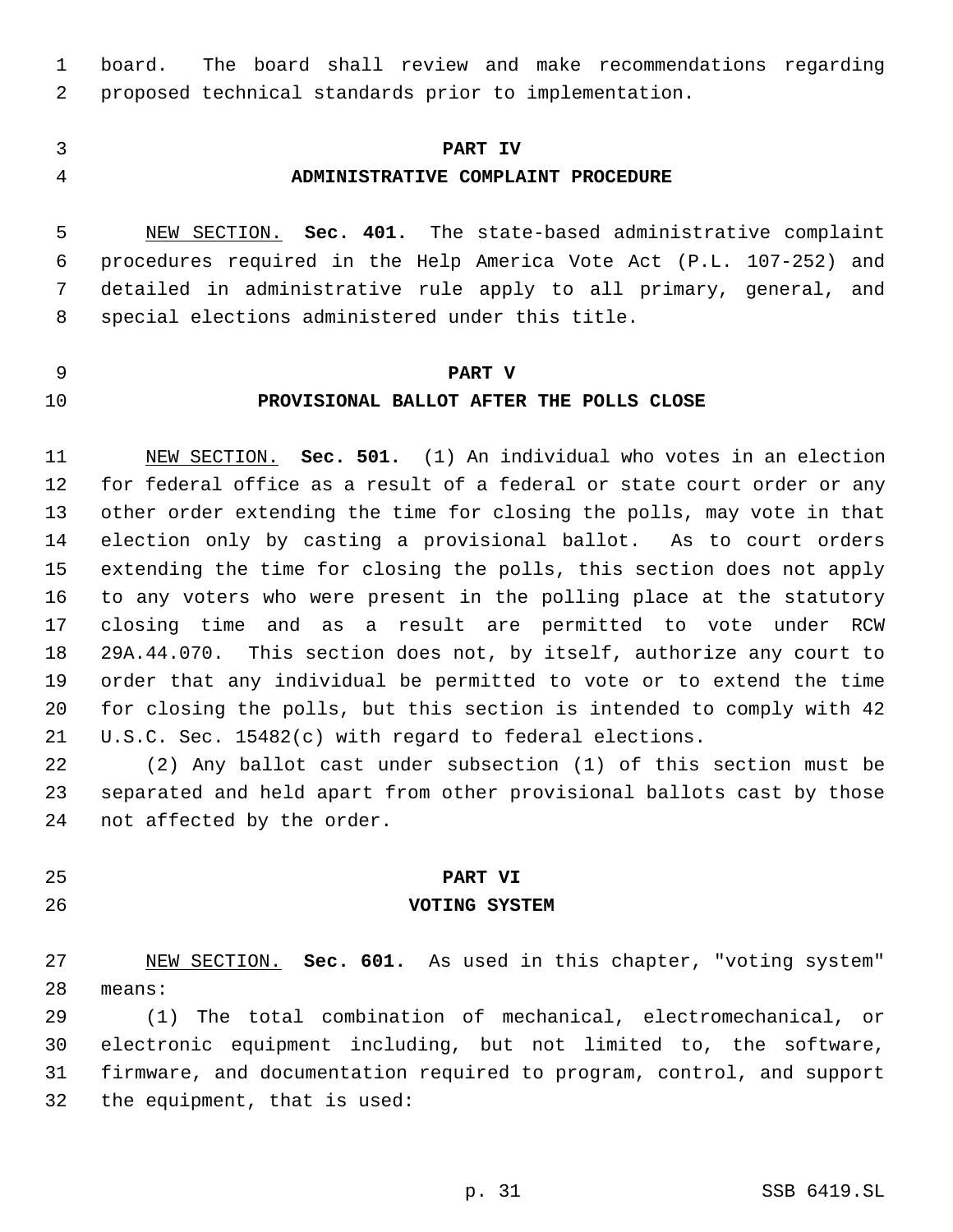board. The board shall review and make recommendations regarding proposed technical standards prior to implementation.

## PART IV
## ADMINISTRATIVE COMPLAINT PROCEDURE

NEW SECTION. **Sec. 401.** The state-based administrative complaint procedures required in the Help America Vote Act (P.L. 107-252) and detailed in administrative rule apply to all primary, general, and special elections administered under this title.

## PART V
## PROVISIONAL BALLOT AFTER THE POLLS CLOSE

NEW SECTION. **Sec. 501.** (1) An individual who votes in an election for federal office as a result of a federal or state court order or any other order extending the time for closing the polls, may vote in that election only by casting a provisional ballot. As to court orders extending the time for closing the polls, this section does not apply to any voters who were present in the polling place at the statutory closing time and as a result are permitted to vote under RCW 29A.44.070. This section does not, by itself, authorize any court to order that any individual be permitted to vote or to extend the time for closing the polls, but this section is intended to comply with 42 U.S.C. Sec. 15482(c) with regard to federal elections.

(2) Any ballot cast under subsection (1) of this section must be separated and held apart from other provisional ballots cast by those not affected by the order.

## PART VI
## VOTING SYSTEM

NEW SECTION. **Sec. 601.** As used in this chapter, "voting system" means:

(1) The total combination of mechanical, electromechanical, or electronic equipment including, but not limited to, the software, firmware, and documentation required to program, control, and support the equipment, that is used: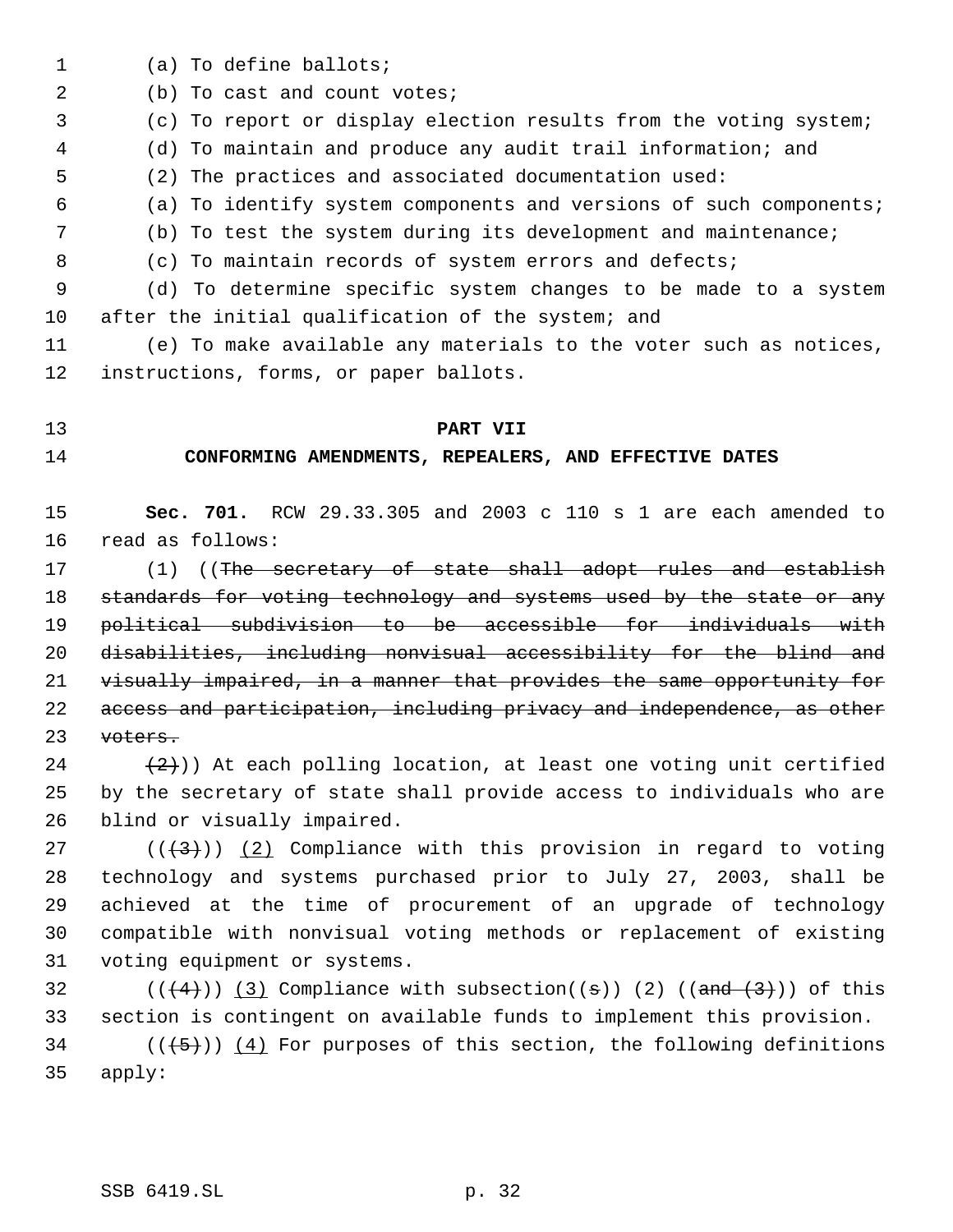(a) To define ballots;

(b) To cast and count votes;

(c) To report or display election results from the voting system;

(d) To maintain and produce any audit trail information; and

(2) The practices and associated documentation used:

(a) To identify system components and versions of such components;

(b) To test the system during its development and maintenance;

(c) To maintain records of system errors and defects;

(d) To determine specific system changes to be made to a system after the initial qualification of the system; and

(e) To make available any materials to the voter such as notices, instructions, forms, or paper ballots.

## PART VII
## CONFORMING AMENDMENTS, REPEALERS, AND EFFECTIVE DATES

**Sec. 701.** RCW 29.33.305 and 2003 c 110 s 1 are each amended to read as follows:

(1) ((~~The secretary of state shall adopt rules and establish standards for voting technology and systems used by the state or any political subdivision to be accessible for individuals with disabilities, including nonvisual accessibility for the blind and visually impaired, in a manner that provides the same opportunity for access and participation, including privacy and independence, as other voters.~~

~~(2)~~)) At each polling location, at least one voting unit certified by the secretary of state shall provide access to individuals who are blind or visually impaired.

((~~(3)~~)) <u>(2)</u> Compliance with this provision in regard to voting technology and systems purchased prior to July 27, 2003, shall be achieved at the time of procurement of an upgrade of technology compatible with nonvisual voting methods or replacement of existing voting equipment or systems.

((~~(4)~~)) <u>(3)</u> Compliance with subsection((~~s~~)) (2) ((~~and (3)~~)) of this section is contingent on available funds to implement this provision.

((~~(5)~~)) <u>(4)</u> For purposes of this section, the following definitions apply: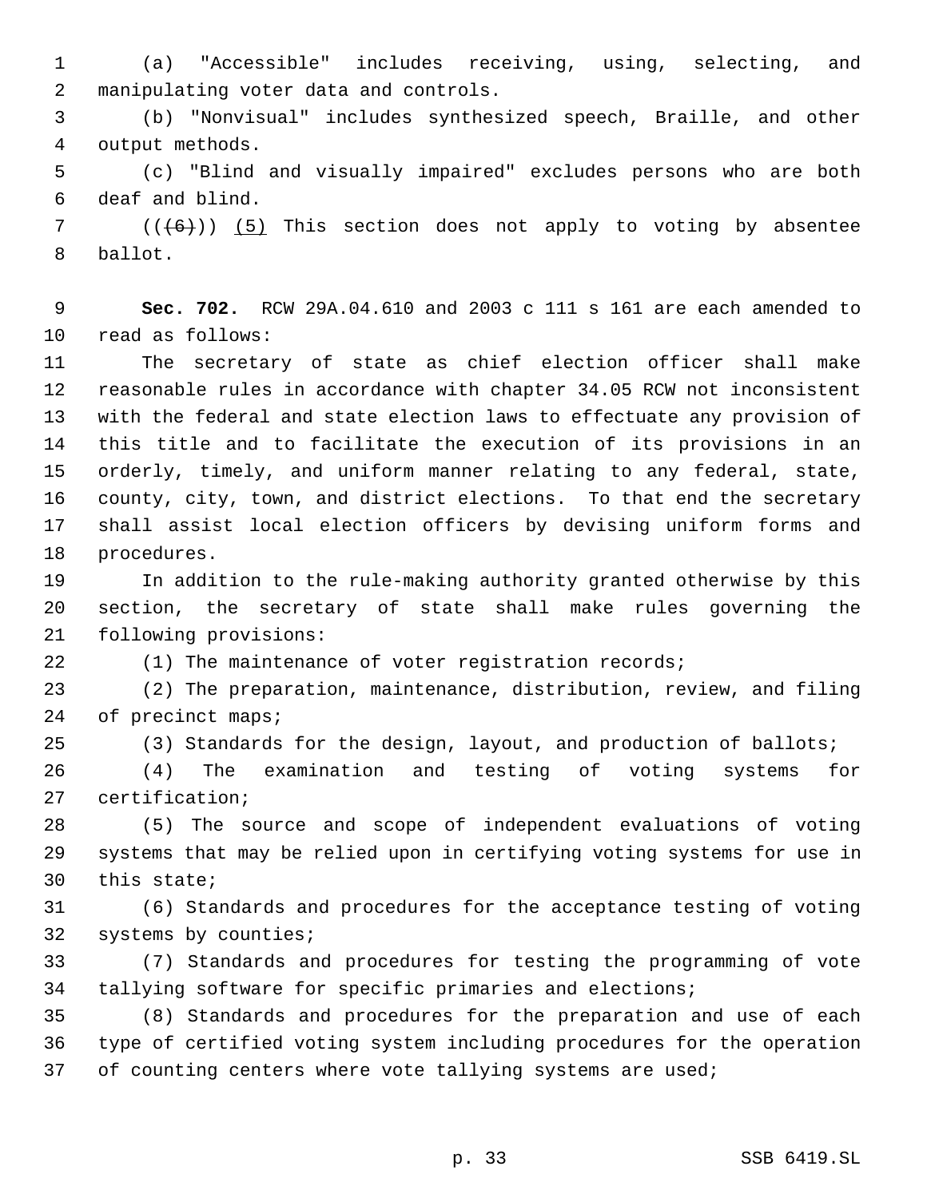(a) "Accessible" includes receiving, using, selecting, and manipulating voter data and controls.

(b) "Nonvisual" includes synthesized speech, Braille, and other output methods.

(c) "Blind and visually impaired" excludes persons who are both deaf and blind.

~~((6))~~ (5) This section does not apply to voting by absentee ballot.

**Sec. 702.** RCW 29A.04.610 and 2003 c 111 s 161 are each amended to read as follows:

The secretary of state as chief election officer shall make reasonable rules in accordance with chapter 34.05 RCW not inconsistent with the federal and state election laws to effectuate any provision of this title and to facilitate the execution of its provisions in an orderly, timely, and uniform manner relating to any federal, state, county, city, town, and district elections. To that end the secretary shall assist local election officers by devising uniform forms and procedures.

In addition to the rule-making authority granted otherwise by this section, the secretary of state shall make rules governing the following provisions:

(1) The maintenance of voter registration records;

(2) The preparation, maintenance, distribution, review, and filing of precinct maps;

(3) Standards for the design, layout, and production of ballots;

(4) The examination and testing of voting systems for certification;

(5) The source and scope of independent evaluations of voting systems that may be relied upon in certifying voting systems for use in this state;

(6) Standards and procedures for the acceptance testing of voting systems by counties;

(7) Standards and procedures for testing the programming of vote tallying software for specific primaries and elections;

(8) Standards and procedures for the preparation and use of each type of certified voting system including procedures for the operation of counting centers where vote tallying systems are used;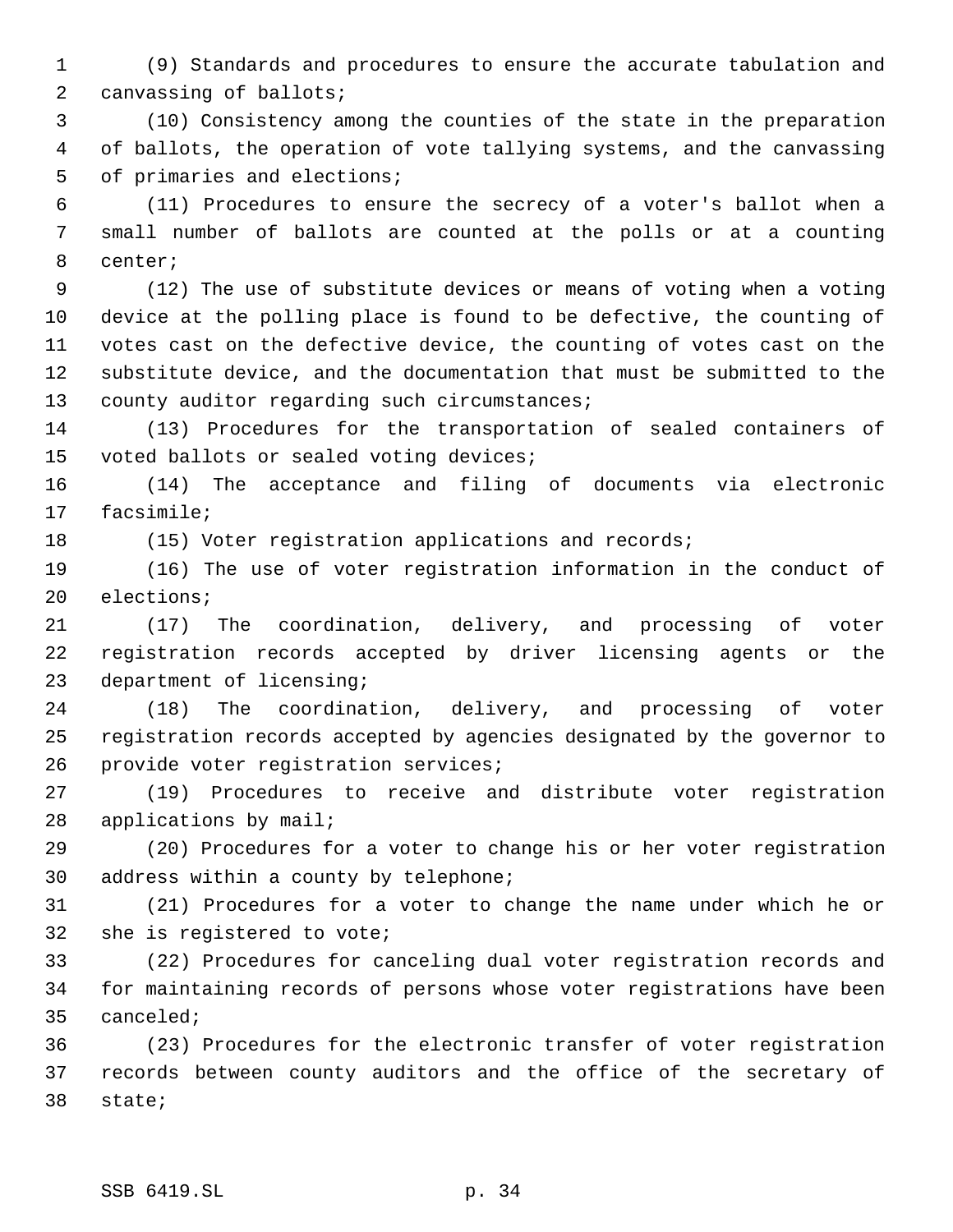(9) Standards and procedures to ensure the accurate tabulation and canvassing of ballots;

(10) Consistency among the counties of the state in the preparation of ballots, the operation of vote tallying systems, and the canvassing of primaries and elections;

(11) Procedures to ensure the secrecy of a voter's ballot when a small number of ballots are counted at the polls or at a counting center;

(12) The use of substitute devices or means of voting when a voting device at the polling place is found to be defective, the counting of votes cast on the defective device, the counting of votes cast on the substitute device, and the documentation that must be submitted to the county auditor regarding such circumstances;

(13) Procedures for the transportation of sealed containers of voted ballots or sealed voting devices;

(14) The acceptance and filing of documents via electronic facsimile;

(15) Voter registration applications and records;

(16) The use of voter registration information in the conduct of elections;

(17) The coordination, delivery, and processing of voter registration records accepted by driver licensing agents or the department of licensing;

(18) The coordination, delivery, and processing of voter registration records accepted by agencies designated by the governor to provide voter registration services;

(19) Procedures to receive and distribute voter registration applications by mail;

(20) Procedures for a voter to change his or her voter registration address within a county by telephone;

(21) Procedures for a voter to change the name under which he or she is registered to vote;

(22) Procedures for canceling dual voter registration records and for maintaining records of persons whose voter registrations have been canceled;

(23) Procedures for the electronic transfer of voter registration records between county auditors and the office of the secretary of state;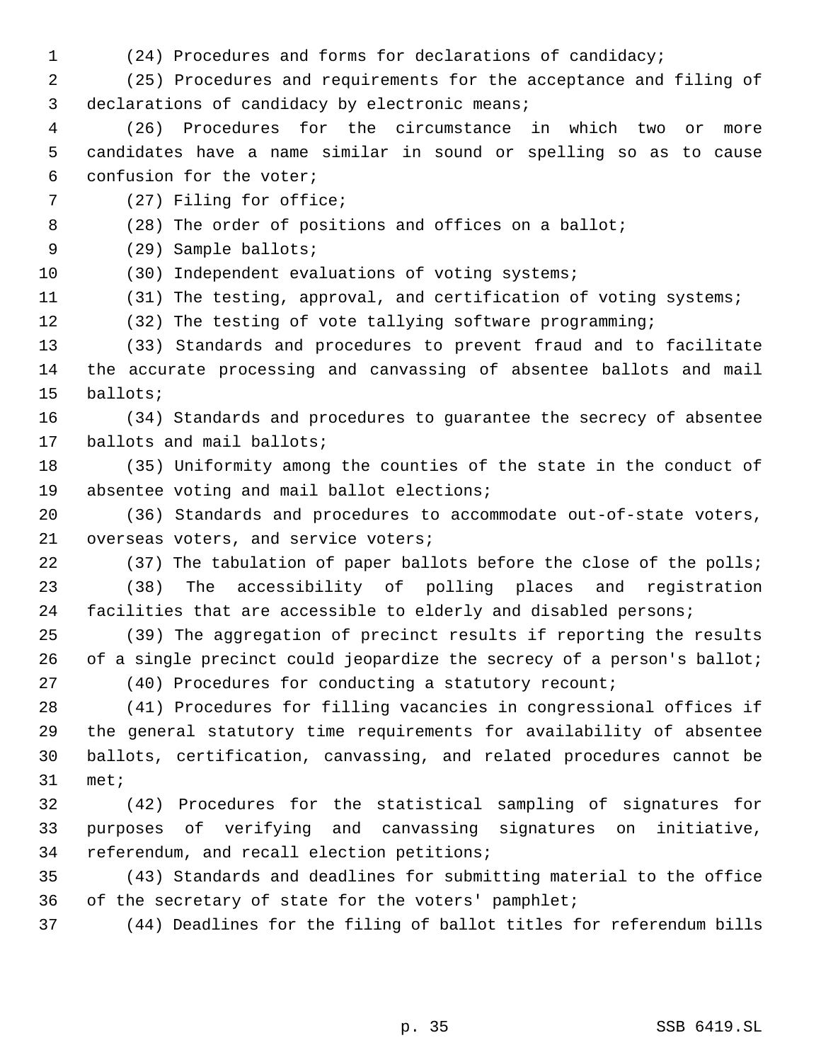(24) Procedures and forms for declarations of candidacy;

(25) Procedures and requirements for the acceptance and filing of declarations of candidacy by electronic means;

(26) Procedures for the circumstance in which two or more candidates have a name similar in sound or spelling so as to cause confusion for the voter;

(27) Filing for office;

(28) The order of positions and offices on a ballot;

(29) Sample ballots;

(30) Independent evaluations of voting systems;

(31) The testing, approval, and certification of voting systems;

(32) The testing of vote tallying software programming;

(33) Standards and procedures to prevent fraud and to facilitate the accurate processing and canvassing of absentee ballots and mail ballots;

(34) Standards and procedures to guarantee the secrecy of absentee ballots and mail ballots;

(35) Uniformity among the counties of the state in the conduct of absentee voting and mail ballot elections;

(36) Standards and procedures to accommodate out-of-state voters, overseas voters, and service voters;

(37) The tabulation of paper ballots before the close of the polls;

(38) The accessibility of polling places and registration facilities that are accessible to elderly and disabled persons;

(39) The aggregation of precinct results if reporting the results of a single precinct could jeopardize the secrecy of a person's ballot;

(40) Procedures for conducting a statutory recount;

(41) Procedures for filling vacancies in congressional offices if the general statutory time requirements for availability of absentee ballots, certification, canvassing, and related procedures cannot be met;

(42) Procedures for the statistical sampling of signatures for purposes of verifying and canvassing signatures on initiative, referendum, and recall election petitions;

(43) Standards and deadlines for submitting material to the office of the secretary of state for the voters' pamphlet;

(44) Deadlines for the filing of ballot titles for referendum bills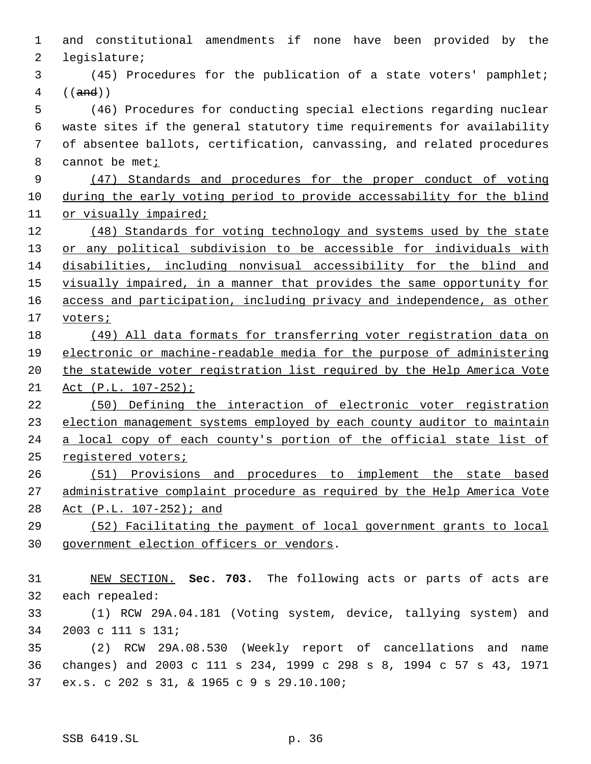and constitutional amendments if none have been provided by the legislature;

(45) Procedures for the publication of a state voters' pamphlet; ((~~and~~))

(46) Procedures for conducting special elections regarding nuclear waste sites if the general statutory time requirements for availability of absentee ballots, certification, canvassing, and related procedures cannot be met;

(47) Standards and procedures for the proper conduct of voting during the early voting period to provide accessability for the blind or visually impaired;

(48) Standards for voting technology and systems used by the state or any political subdivision to be accessible for individuals with disabilities, including nonvisual accessibility for the blind and visually impaired, in a manner that provides the same opportunity for access and participation, including privacy and independence, as other voters;

(49) All data formats for transferring voter registration data on electronic or machine-readable media for the purpose of administering the statewide voter registration list required by the Help America Vote Act (P.L. 107-252);

(50) Defining the interaction of electronic voter registration election management systems employed by each county auditor to maintain a local copy of each county's portion of the official state list of registered voters;

(51) Provisions and procedures to implement the state based administrative complaint procedure as required by the Help America Vote Act (P.L. 107-252); and

(52) Facilitating the payment of local government grants to local government election officers or vendors.

NEW SECTION. **Sec. 703.** The following acts or parts of acts are each repealed:

(1) RCW 29A.04.181 (Voting system, device, tallying system) and 2003 c 111 s 131;

(2) RCW 29A.08.530 (Weekly report of cancellations and name changes) and 2003 c 111 s 234, 1999 c 298 s 8, 1994 c 57 s 43, 1971 ex.s. c 202 s 31, & 1965 c 9 s 29.10.100;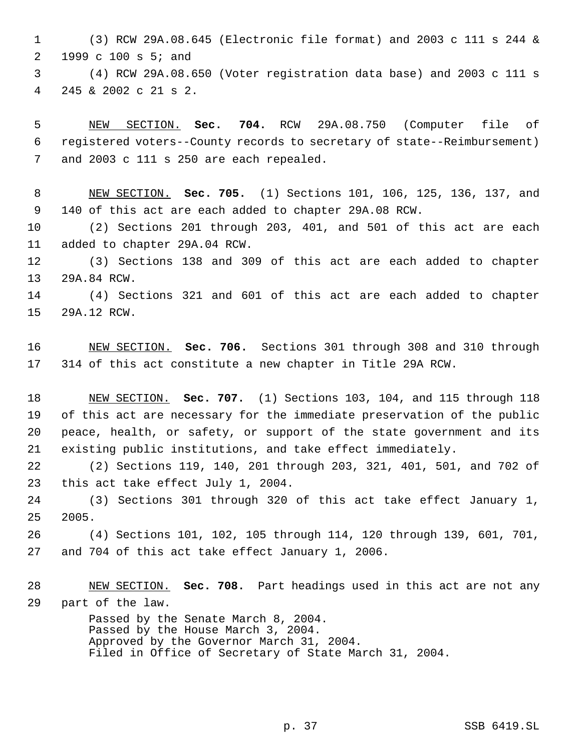(3) RCW 29A.08.645 (Electronic file format) and 2003 c 111 s 244 & 1999 c 100 s 5; and

(4) RCW 29A.08.650 (Voter registration data base) and 2003 c 111 s 245 & 2002 c 21 s 2.

NEW SECTION. **Sec. 704.** RCW 29A.08.750 (Computer file of registered voters--County records to secretary of state--Reimbursement) and 2003 c 111 s 250 are each repealed.

NEW SECTION. **Sec. 705.** (1) Sections 101, 106, 125, 136, 137, and 140 of this act are each added to chapter 29A.08 RCW.

(2) Sections 201 through 203, 401, and 501 of this act are each added to chapter 29A.04 RCW.

(3) Sections 138 and 309 of this act are each added to chapter 29A.84 RCW.

(4) Sections 321 and 601 of this act are each added to chapter 29A.12 RCW.

NEW SECTION. **Sec. 706.** Sections 301 through 308 and 310 through 314 of this act constitute a new chapter in Title 29A RCW.

NEW SECTION. **Sec. 707.** (1) Sections 103, 104, and 115 through 118 of this act are necessary for the immediate preservation of the public peace, health, or safety, or support of the state government and its existing public institutions, and take effect immediately.

(2) Sections 119, 140, 201 through 203, 321, 401, 501, and 702 of this act take effect July 1, 2004.

(3) Sections 301 through 320 of this act take effect January 1, 2005.

(4) Sections 101, 102, 105 through 114, 120 through 139, 601, 701, and 704 of this act take effect January 1, 2006.

NEW SECTION. **Sec. 708.** Part headings used in this act are not any part of the law.

Passed by the Senate March 8, 2004.
Passed by the House March 3, 2004.
Approved by the Governor March 31, 2004.
Filed in Office of Secretary of State March 31, 2004.